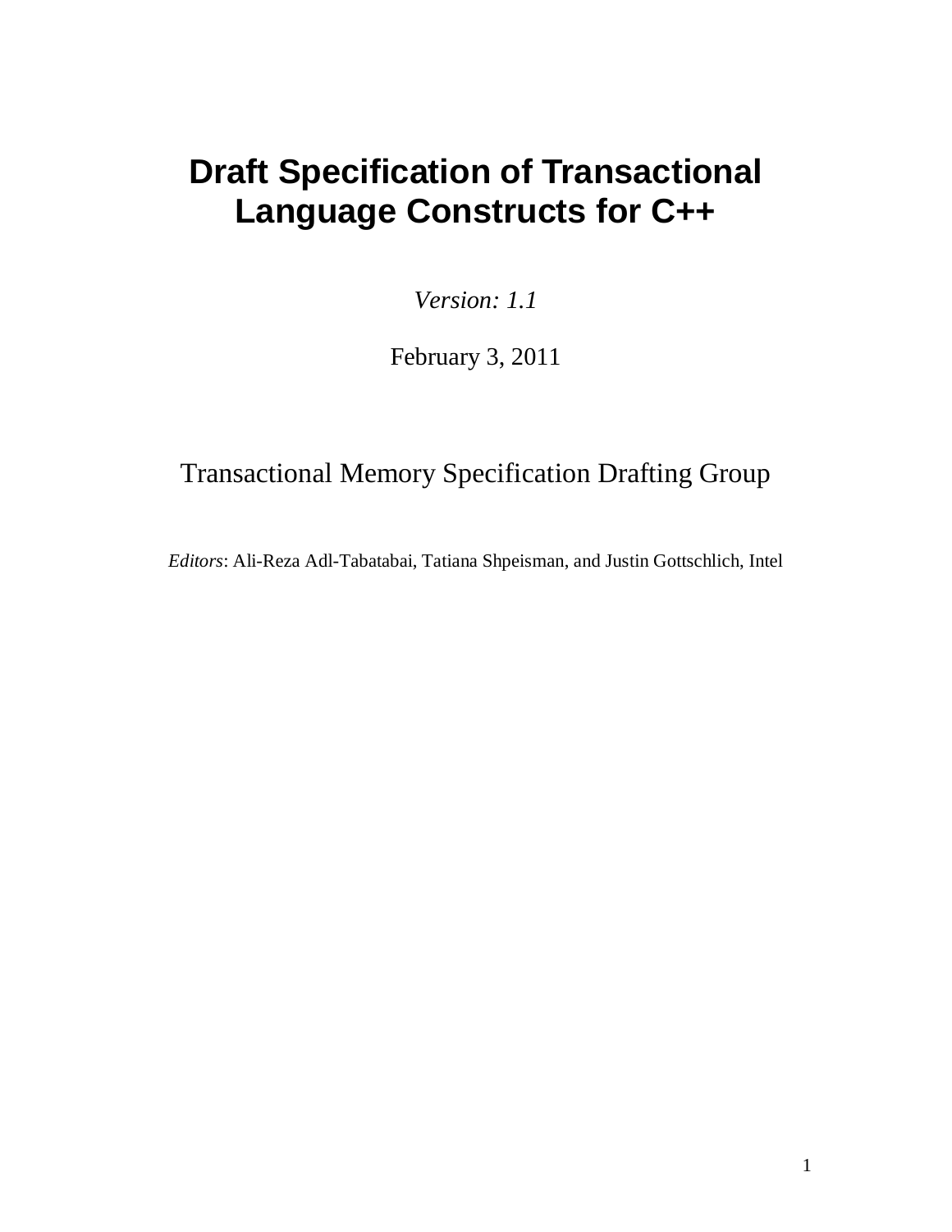# Draft Specification of Transactional Language Constructs for C++

*Version: 1.1*

February 3, 2011

Transactional Memory Specification Drafting Group

*Editors*: Ali-Reza Adl-Tabatabai, Tatiana Shpeisman, and Justin Gottschlich, Intel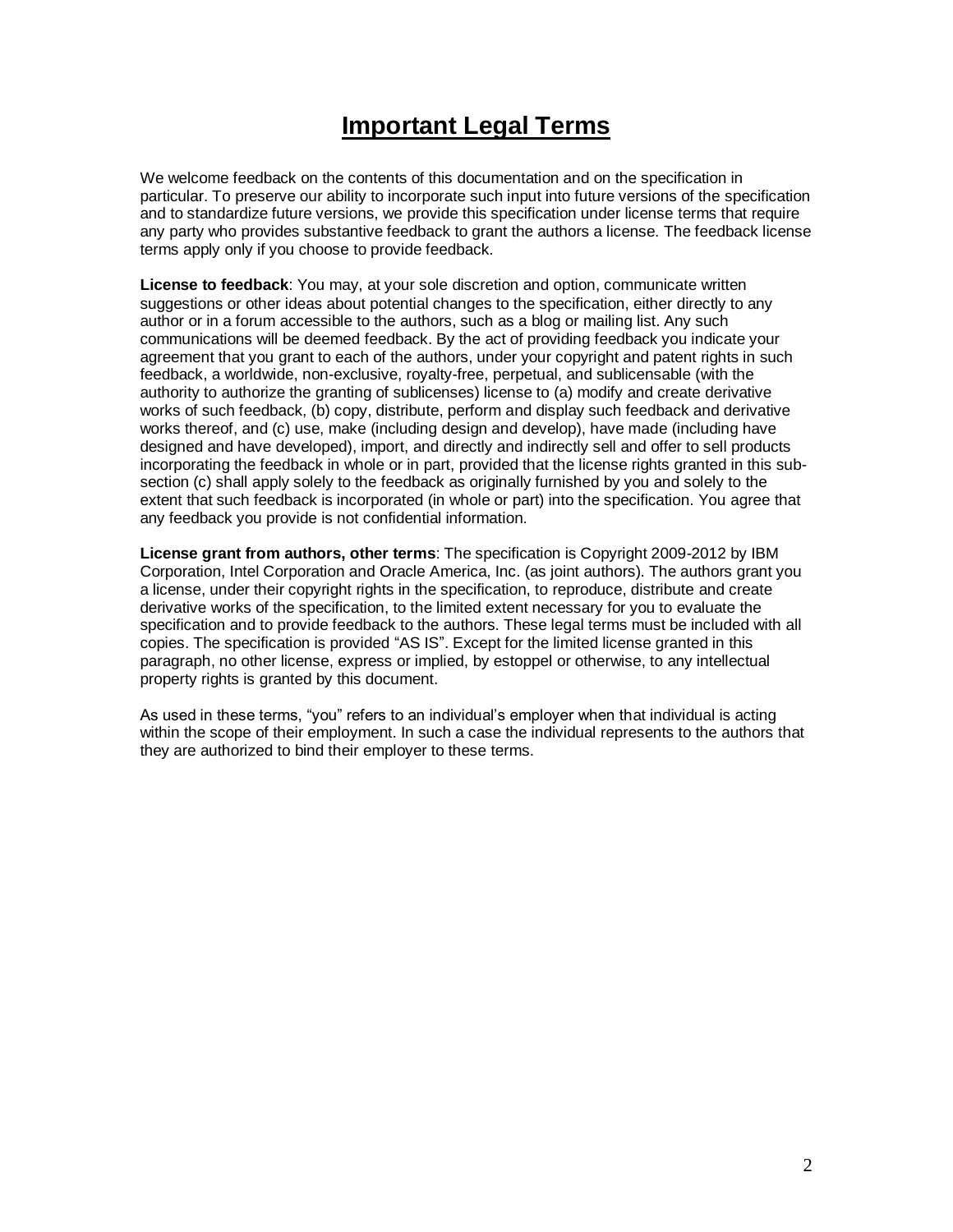# Important Legal Terms

We welcome feedback on the contents of this documentation and on the specification in particular. To preserve our ability to incorporate such input into future versions of the specification and to standardize future versions, we provide this specification under license terms that require any party who provides substantive feedback to grant the authors a license. The feedback license terms apply only if you choose to provide feedback.

**License to feedback**: You may, at your sole discretion and option, communicate written suggestions or other ideas about potential changes to the specification, either directly to any author or in a forum accessible to the authors, such as a blog or mailing list. Any such communications will be deemed feedback. By the act of providing feedback you indicate your agreement that you grant to each of the authors, under your copyright and patent rights in such feedback, a worldwide, non-exclusive, royalty-free, perpetual, and sublicensable (with the authority to authorize the granting of sublicenses) license to (a) modify and create derivative works of such feedback, (b) copy, distribute, perform and display such feedback and derivative works thereof, and (c) use, make (including design and develop), have made (including have designed and have developed), import, and directly and indirectly sell and offer to sell products incorporating the feedback in whole or in part, provided that the license rights granted in this sub-section (c) shall apply solely to the feedback as originally furnished by you and solely to the extent that such feedback is incorporated (in whole or part) into the specification. You agree that any feedback you provide is not confidential information.

**License grant from authors, other terms**: The specification is Copyright 2009-2012 by IBM Corporation, Intel Corporation and Oracle America, Inc. (as joint authors). The authors grant you a license, under their copyright rights in the specification, to reproduce, distribute and create derivative works of the specification, to the limited extent necessary for you to evaluate the specification and to provide feedback to the authors. These legal terms must be included with all copies. The specification is provided "AS IS". Except for the limited license granted in this paragraph, no other license, express or implied, by estoppel or otherwise, to any intellectual property rights is granted by this document.

As used in these terms, "you" refers to an individual's employer when that individual is acting within the scope of their employment. In such a case the individual represents to the authors that they are authorized to bind their employer to these terms.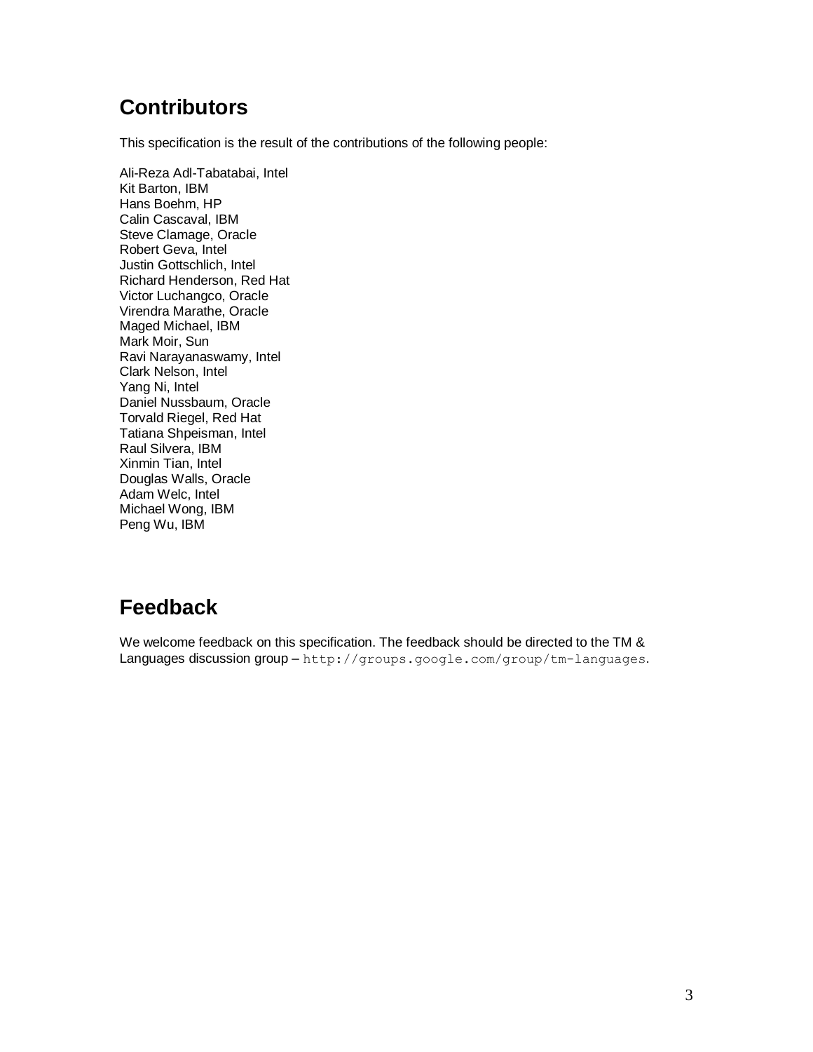## Contributors

This specification is the result of the contributions of the following people:

Ali-Reza Adl-Tabatabai, Intel
Kit Barton, IBM
Hans Boehm, HP
Calin Cascaval, IBM
Steve Clamage, Oracle
Robert Geva, Intel
Justin Gottschlich, Intel
Richard Henderson, Red Hat
Victor Luchangco, Oracle
Virendra Marathe, Oracle
Maged Michael, IBM
Mark Moir, Sun
Ravi Narayanaswamy, Intel
Clark Nelson, Intel
Yang Ni, Intel
Daniel Nussbaum, Oracle
Torvald Riegel, Red Hat
Tatiana Shpeisman, Intel
Raul Silvera, IBM
Xinmin Tian, Intel
Douglas Walls, Oracle
Adam Welc, Intel
Michael Wong, IBM
Peng Wu, IBM

## Feedback

We welcome feedback on this specification. The feedback should be directed to the TM & Languages discussion group – `http://groups.google.com/group/tm-languages`.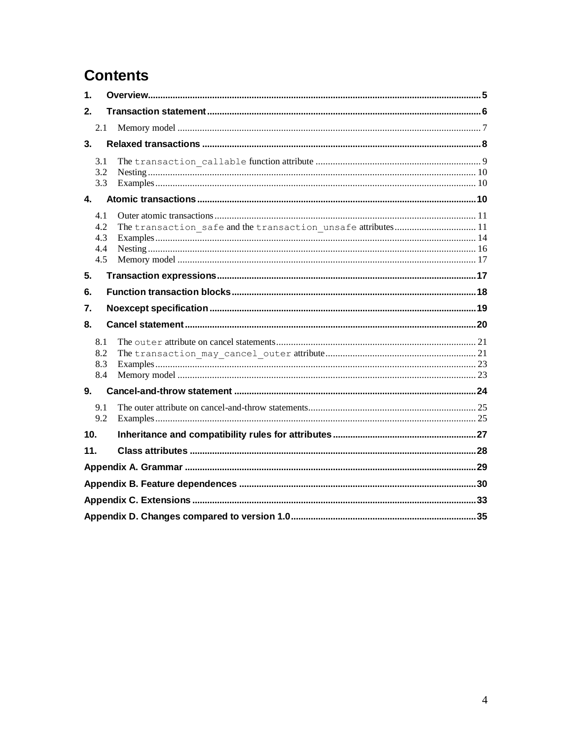# Contents

1. **Overview** ..... 5
2. **Transaction statement** ..... 6
   - 2.1 Memory model ..... 7
3. **Relaxed transactions** ..... 8
   - 3.1 The `transaction_callable` function attribute ..... 9
   - 3.2 Nesting ..... 10
   - 3.3 Examples ..... 10
4. **Atomic transactions** ..... 10
   - 4.1 Outer atomic transactions ..... 11
   - 4.2 The `transaction_safe` and the `transaction_unsafe` attributes ..... 11
   - 4.3 Examples ..... 14
   - 4.4 Nesting ..... 16
   - 4.5 Memory model ..... 17
5. **Transaction expressions** ..... 17
6. **Function transaction blocks** ..... 18
7. **Noexcept specification** ..... 19
8. **Cancel statement** ..... 20
   - 8.1 The `outer` attribute on cancel statements ..... 21
   - 8.2 The `transaction_may_cancel_outer` attribute ..... 21
   - 8.3 Examples ..... 23
   - 8.4 Memory model ..... 23
9. **Cancel-and-throw statement** ..... 24
   - 9.1 The outer attribute on cancel-and-throw statements ..... 25
   - 9.2 Examples ..... 25
10. **Inheritance and compatibility rules for attributes** ..... 27
11. **Class attributes** ..... 28

**Appendix A. Grammar** ..... 29

**Appendix B. Feature dependences** ..... 30

**Appendix C. Extensions** ..... 33

**Appendix D. Changes compared to version 1.0** ..... 35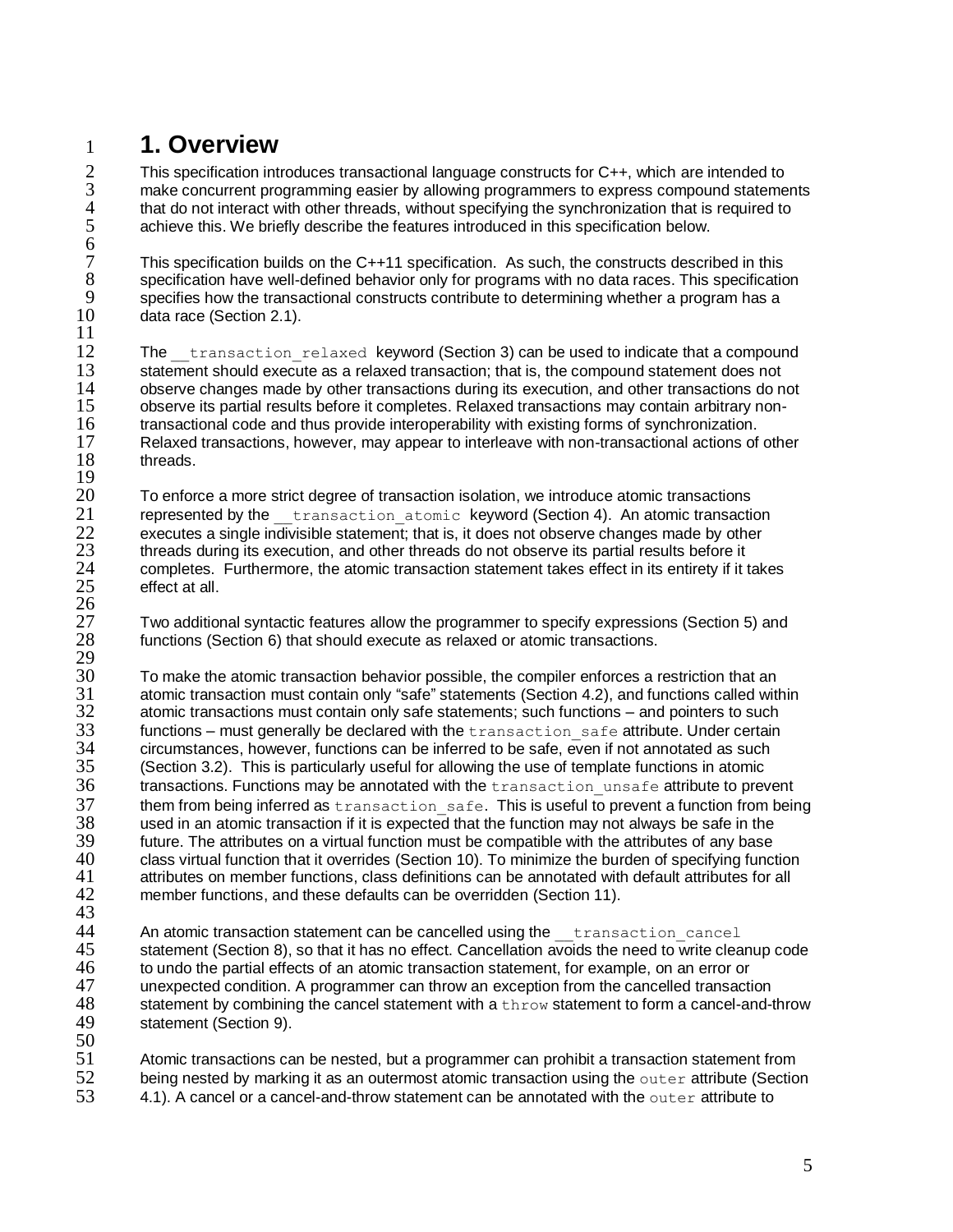# 1. Overview

This specification introduces transactional language constructs for C++, which are intended to make concurrent programming easier by allowing programmers to express compound statements that do not interact with other threads, without specifying the synchronization that is required to achieve this. We briefly describe the features introduced in this specification below.

This specification builds on the C++11 specification. As such, the constructs described in this specification have well-defined behavior only for programs with no data races. This specification specifies how the transactional constructs contribute to determining whether a program has a data race (Section 2.1).

The `__transaction_relaxed` keyword (Section 3) can be used to indicate that a compound statement should execute as a relaxed transaction; that is, the compound statement does not observe changes made by other transactions during its execution, and other transactions do not observe its partial results before it completes. Relaxed transactions may contain arbitrary non-transactional code and thus provide interoperability with existing forms of synchronization. Relaxed transactions, however, may appear to interleave with non-transactional actions of other threads.

To enforce a more strict degree of transaction isolation, we introduce atomic transactions represented by the `__transaction_atomic` keyword (Section 4). An atomic transaction executes a single indivisible statement; that is, it does not observe changes made by other threads during its execution, and other threads do not observe its partial results before it completes. Furthermore, the atomic transaction statement takes effect in its entirety if it takes effect at all.

Two additional syntactic features allow the programmer to specify expressions (Section 5) and functions (Section 6) that should execute as relaxed or atomic transactions.

To make the atomic transaction behavior possible, the compiler enforces a restriction that an atomic transaction must contain only "safe" statements (Section 4.2), and functions called within atomic transactions must contain only safe statements; such functions – and pointers to such functions – must generally be declared with the `transaction_safe` attribute. Under certain circumstances, however, functions can be inferred to be safe, even if not annotated as such (Section 3.2). This is particularly useful for allowing the use of template functions in atomic transactions. Functions may be annotated with the `transaction_unsafe` attribute to prevent them from being inferred as `transaction_safe`. This is useful to prevent a function from being used in an atomic transaction if it is expected that the function may not always be safe in the future. The attributes on a virtual function must be compatible with the attributes of any base class virtual function that it overrides (Section 10). To minimize the burden of specifying function attributes on member functions, class definitions can be annotated with default attributes for all member functions, and these defaults can be overridden (Section 11).

An atomic transaction statement can be cancelled using the `__transaction_cancel` statement (Section 8), so that it has no effect. Cancellation avoids the need to write cleanup code to undo the partial effects of an atomic transaction statement, for example, on an error or unexpected condition. A programmer can throw an exception from the cancelled transaction statement by combining the cancel statement with a `throw` statement to form a cancel-and-throw statement (Section 9).

Atomic transactions can be nested, but a programmer can prohibit a transaction statement from being nested by marking it as an outermost atomic transaction using the `outer` attribute (Section 4.1). A cancel or a cancel-and-throw statement can be annotated with the `outer` attribute to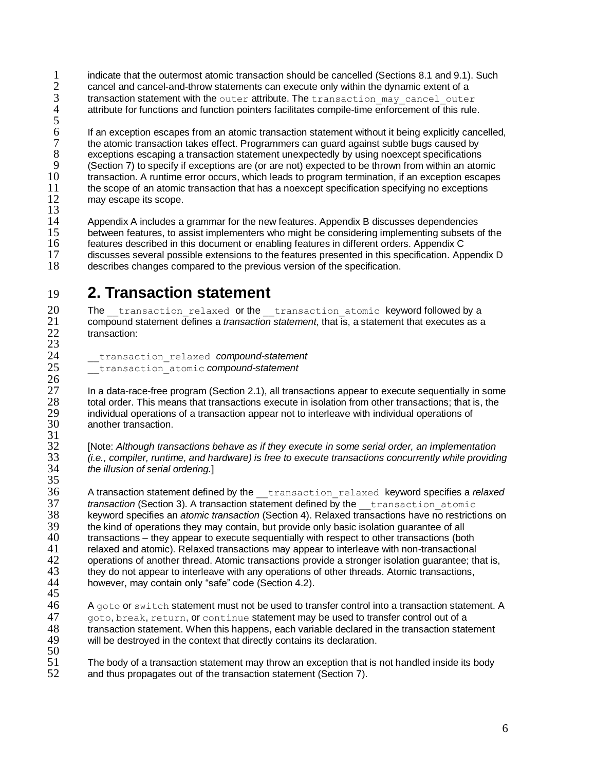indicate that the outermost atomic transaction should be cancelled (Sections 8.1 and 9.1). Such cancel and cancel-and-throw statements can execute only within the dynamic extent of a transaction statement with the `outer` attribute. The `transaction_may_cancel_outer` attribute for functions and function pointers facilitates compile-time enforcement of this rule.

If an exception escapes from an atomic transaction statement without it being explicitly cancelled, the atomic transaction takes effect. Programmers can guard against subtle bugs caused by exceptions escaping a transaction statement unexpectedly by using noexcept specifications (Section 7) to specify if exceptions are (or are not) expected to be thrown from within an atomic transaction. A runtime error occurs, which leads to program termination, if an exception escapes the scope of an atomic transaction that has a noexcept specification specifying no exceptions may escape its scope.

Appendix A includes a grammar for the new features. Appendix B discusses dependencies between features, to assist implementers who might be considering implementing subsets of the features described in this document or enabling features in different orders. Appendix C discusses several possible extensions to the features presented in this specification. Appendix D describes changes compared to the previous version of the specification.

# 2. Transaction statement

The `__transaction_relaxed` or the `__transaction_atomic` keyword followed by a compound statement defines a *transaction statement*, that is, a statement that executes as a transaction:

`__transaction_relaxed` ***compound-statement***
`__transaction_atomic` ***compound-statement***

In a data-race-free program (Section 2.1), all transactions appear to execute sequentially in some total order. This means that transactions execute in isolation from other transactions; that is, the individual operations of a transaction appear not to interleave with individual operations of another transaction.

[Note: *Although transactions behave as if they execute in some serial order, an implementation (i.e., compiler, runtime, and hardware) is free to execute transactions concurrently while providing the illusion of serial ordering.*]

A transaction statement defined by the `__transaction_relaxed` keyword specifies a *relaxed transaction* (Section 3). A transaction statement defined by the `__transaction_atomic` keyword specifies an *atomic transaction* (Section 4). Relaxed transactions have no restrictions on the kind of operations they may contain, but provide only basic isolation guarantee of all transactions – they appear to execute sequentially with respect to other transactions (both relaxed and atomic). Relaxed transactions may appear to interleave with non-transactional operations of another thread. Atomic transactions provide a stronger isolation guarantee; that is, they do not appear to interleave with any operations of other threads. Atomic transactions, however, may contain only “safe” code (Section 4.2).

A `goto` or `switch` statement must not be used to transfer control into a transaction statement. A `goto`, `break`, `return`, or `continue` statement may be used to transfer control out of a transaction statement. When this happens, each variable declared in the transaction statement will be destroyed in the context that directly contains its declaration.

The body of a transaction statement may throw an exception that is not handled inside its body and thus propagates out of the transaction statement (Section 7).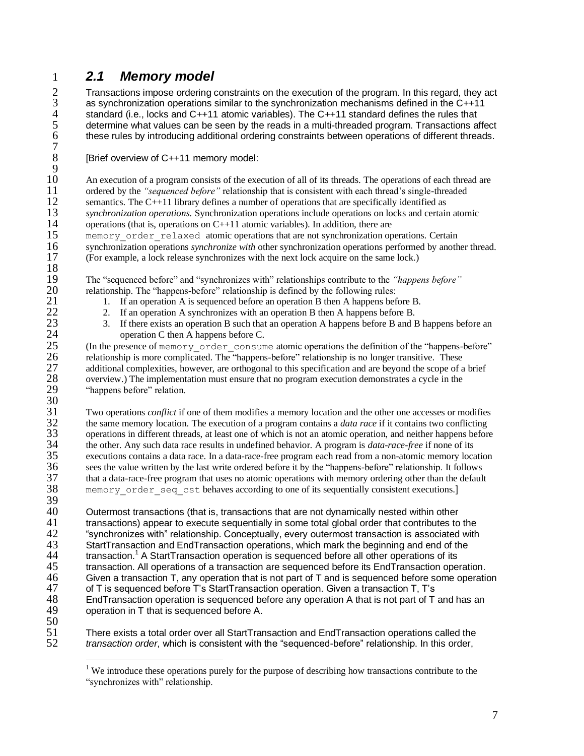## 2.1 Memory model

Transactions impose ordering constraints on the execution of the program. In this regard, they act as synchronization operations similar to the synchronization mechanisms defined in the C++11 standard (i.e., locks and C++11 atomic variables). The C++11 standard defines the rules that determine what values can be seen by the reads in a multi-threaded program. Transactions affect these rules by introducing additional ordering constraints between operations of different threads.

[Brief overview of C++11 memory model:

An execution of a program consists of the execution of all of its threads. The operations of each thread are ordered by the *"sequenced before"* relationship that is consistent with each thread's single-threaded semantics. The C++11 library defines a number of operations that are specifically identified as *synchronization operations.* Synchronization operations include operations on locks and certain atomic operations (that is, operations on C++11 atomic variables). In addition, there are `memory_order_relaxed` atomic operations that are not synchronization operations. Certain synchronization operations *synchronize with* other synchronization operations performed by another thread. (For example, a lock release synchronizes with the next lock acquire on the same lock.)

The "sequenced before" and "synchronizes with" relationships contribute to the *"happens before"* relationship. The "happens-before" relationship is defined by the following rules:

1. If an operation A is sequenced before an operation B then A happens before B.
2. If an operation A synchronizes with an operation B then A happens before B.
3. If there exists an operation B such that an operation A happens before B and B happens before an operation C then A happens before C.

(In the presence of `memory_order_consume` atomic operations the definition of the "happens-before" relationship is more complicated. The "happens-before" relationship is no longer transitive. These additional complexities, however, are orthogonal to this specification and are beyond the scope of a brief overview.) The implementation must ensure that no program execution demonstrates a cycle in the "happens before" relation.

Two operations *conflict* if one of them modifies a memory location and the other one accesses or modifies the same memory location. The execution of a program contains a *data race* if it contains two conflicting operations in different threads, at least one of which is not an atomic operation, and neither happens before the other. Any such data race results in undefined behavior. A program is *data-race-free* if none of its executions contains a data race. In a data-race-free program each read from a non-atomic memory location sees the value written by the last write ordered before it by the "happens-before" relationship. It follows that a data-race-free program that uses no atomic operations with memory ordering other than the default `memory_order_seq_cst` behaves according to one of its sequentially consistent executions.]

Outermost transactions (that is, transactions that are not dynamically nested within other transactions) appear to execute sequentially in some total global order that contributes to the "synchronizes with" relationship. Conceptually, every outermost transaction is associated with StartTransaction and EndTransaction operations, which mark the beginning and end of the transaction.[1] A StartTransaction operation is sequenced before all other operations of its transaction. All operations of a transaction are sequenced before its EndTransaction operation. Given a transaction T, any operation that is not part of T and is sequenced before some operation of T is sequenced before T's StartTransaction operation. Given a transaction T, T's EndTransaction operation is sequenced before any operation A that is not part of T and has an operation in T that is sequenced before A.

There exists a total order over all StartTransaction and EndTransaction operations called the *transaction order*, which is consistent with the "sequenced-before" relationship. In this order,

---

[1] We introduce these operations purely for the purpose of describing how transactions contribute to the "synchronizes with" relationship.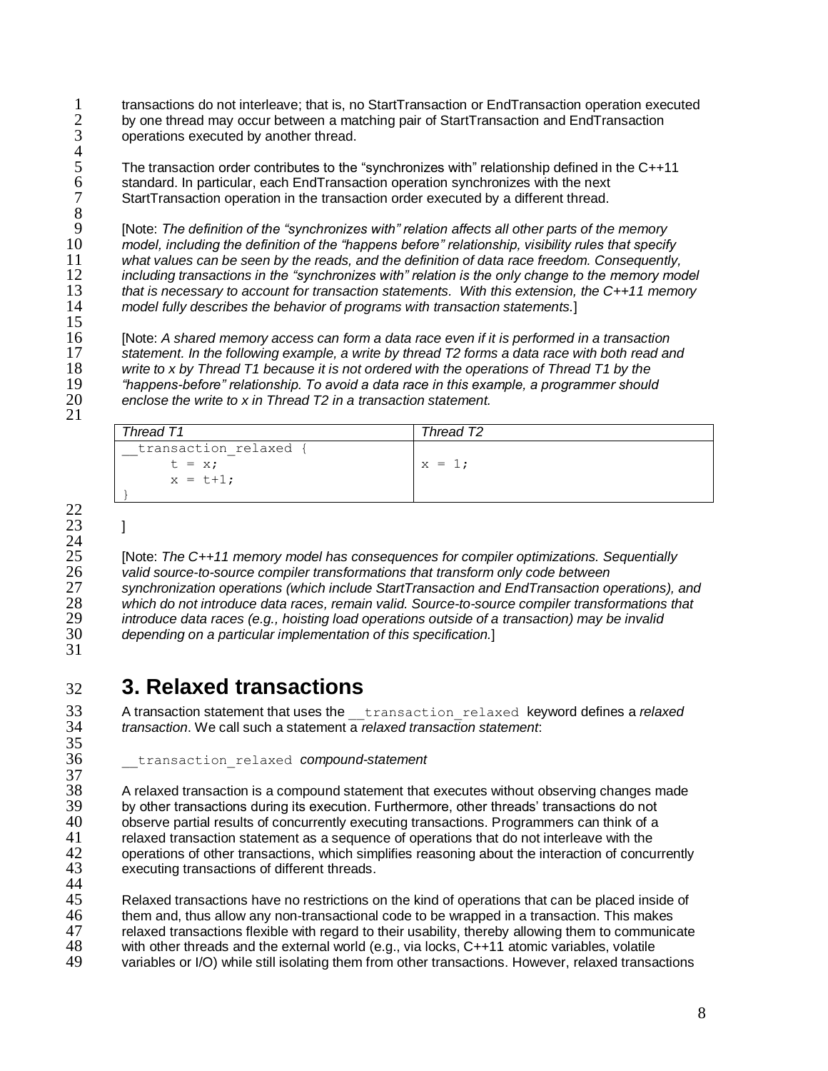transactions do not interleave; that is, no StartTransaction or EndTransaction operation executed by one thread may occur between a matching pair of StartTransaction and EndTransaction operations executed by another thread.

The transaction order contributes to the "synchronizes with" relationship defined in the C++11 standard. In particular, each EndTransaction operation synchronizes with the next StartTransaction operation in the transaction order executed by a different thread.

[Note: *The definition of the "synchronizes with" relation affects all other parts of the memory model, including the definition of the "happens before" relationship, visibility rules that specify what values can be seen by the reads, and the definition of data race freedom. Consequently, including transactions in the "synchronizes with" relation is the only change to the memory model that is necessary to account for transaction statements. With this extension, the C++11 memory model fully describes the behavior of programs with transaction statements.*]

[Note: *A shared memory access can form a data race even if it is performed in a transaction statement. In the following example, a write by thread T2 forms a data race with both read and write to x by Thread T1 because it is not ordered with the operations of Thread T1 by the "happens-before" relationship. To avoid a data race in this example, a programmer should enclose the write to x in Thread T2 in a transaction statement.*

| *Thread T1* | *Thread T2* |
| --- | --- |
| `__transaction_relaxed {`<br>`      t = x;`<br>`      x = t+1;`<br>`}` | `x = 1;` |

]

[Note: *The C++11 memory model has consequences for compiler optimizations. Sequentially valid source-to-source compiler transformations that transform only code between synchronization operations (which include StartTransaction and EndTransaction operations), and which do not introduce data races, remain valid. Source-to-source compiler transformations that introduce data races (e.g., hoisting load operations outside of a transaction) may be invalid depending on a particular implementation of this specification.*]

# 3. Relaxed transactions

A transaction statement that uses the `__transaction_relaxed` keyword defines a *relaxed transaction*. We call such a statement a *relaxed transaction statement*:

`__transaction_relaxed` *compound-statement*

A relaxed transaction is a compound statement that executes without observing changes made by other transactions during its execution. Furthermore, other threads' transactions do not observe partial results of concurrently executing transactions. Programmers can think of a relaxed transaction statement as a sequence of operations that do not interleave with the operations of other transactions, which simplifies reasoning about the interaction of concurrently executing transactions of different threads.

Relaxed transactions have no restrictions on the kind of operations that can be placed inside of them and, thus allow any non-transactional code to be wrapped in a transaction. This makes relaxed transactions flexible with regard to their usability, thereby allowing them to communicate with other threads and the external world (e.g., via locks, C++11 atomic variables, volatile variables or I/O) while still isolating them from other transactions. However, relaxed transactions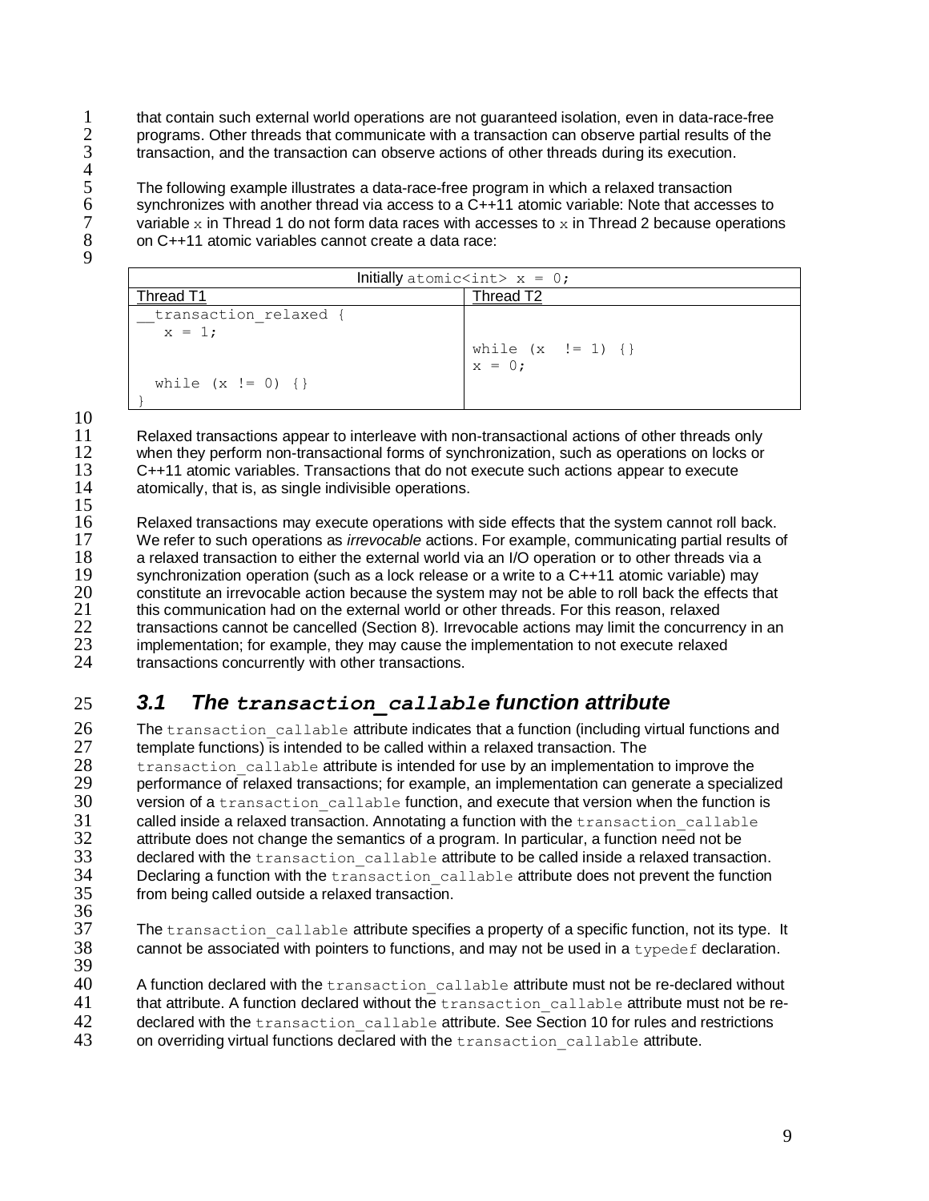that contain such external world operations are not guaranteed isolation, even in data-race-free programs. Other threads that communicate with a transaction can observe partial results of the transaction, and the transaction can observe actions of other threads during its execution.

The following example illustrates a data-race-free program in which a relaxed transaction synchronizes with another thread via access to a C++11 atomic variable: Note that accesses to variable `x` in Thread 1 do not form data races with accesses to `x` in Thread 2 because operations on C++11 atomic variables cannot create a data race:

| Initially `atomic<int> x = 0;` | |
|---|---|
| Thread T1 | Thread T2 |
| `__transaction_relaxed {`<br>`  x = 1;`<br><br><br>`  while (x != 0) {}`<br>`}` | <br><br>`while (x  != 1) {}`<br>`x = 0;` |

Relaxed transactions appear to interleave with non-transactional actions of other threads only when they perform non-transactional forms of synchronization, such as operations on locks or C++11 atomic variables. Transactions that do not execute such actions appear to execute atomically, that is, as single indivisible operations.

Relaxed transactions may execute operations with side effects that the system cannot roll back. We refer to such operations as *irrevocable* actions. For example, communicating partial results of a relaxed transaction to either the external world via an I/O operation or to other threads via a synchronization operation (such as a lock release or a write to a C++11 atomic variable) may constitute an irrevocable action because the system may not be able to roll back the effects that this communication had on the external world or other threads. For this reason, relaxed transactions cannot be cancelled (Section 8). Irrevocable actions may limit the concurrency in an implementation; for example, they may cause the implementation to not execute relaxed transactions concurrently with other transactions.

## 3.1 The `transaction_callable` function attribute

The `transaction_callable` attribute indicates that a function (including virtual functions and template functions) is intended to be called within a relaxed transaction. The `transaction_callable` attribute is intended for use by an implementation to improve the performance of relaxed transactions; for example, an implementation can generate a specialized version of a `transaction_callable` function, and execute that version when the function is called inside a relaxed transaction. Annotating a function with the `transaction_callable` attribute does not change the semantics of a program. In particular, a function need not be declared with the `transaction_callable` attribute to be called inside a relaxed transaction. Declaring a function with the `transaction_callable` attribute does not prevent the function from being called outside a relaxed transaction.

The `transaction_callable` attribute specifies a property of a specific function, not its type. It cannot be associated with pointers to functions, and may not be used in a `typedef` declaration.

A function declared with the `transaction_callable` attribute must not be re-declared without that attribute. A function declared without the `transaction_callable` attribute must not be re-declared with the `transaction_callable` attribute. See Section 10 for rules and restrictions on overriding virtual functions declared with the `transaction_callable` attribute.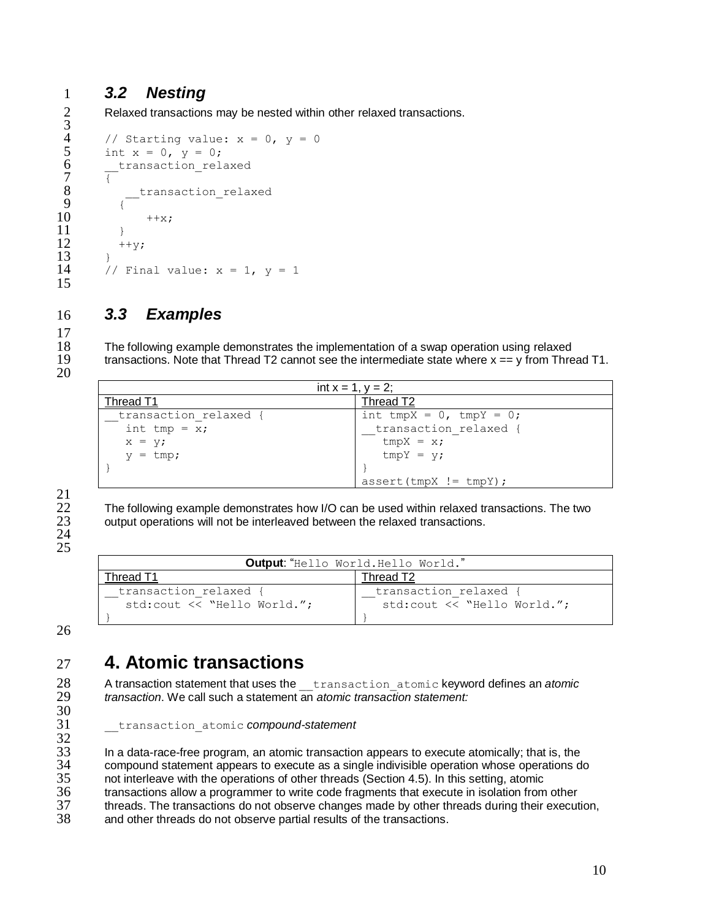### 3.2 Nesting

Relaxed transactions may be nested within other relaxed transactions.

```
// Starting value: x = 0, y = 0
int x = 0, y = 0;
__transaction_relaxed
{
   __transaction_relaxed
  {
      ++x;
  }
  ++y;
}
// Final value: x = 1, y = 1
```

### 3.3 Examples

The following example demonstrates the implementation of a swap operation using relaxed transactions. Note that Thread T2 cannot see the intermediate state where x == y from Thread T1.

| int x = 1, y = 2; | |
|---|---|
| Thread T1 | Thread T2 |
| `__transaction_relaxed {`<br>`   int tmp = x;`<br>`   x = y;`<br>`   y = tmp;`<br>`}` | `int tmpX = 0, tmpY = 0;`<br>`__transaction_relaxed {`<br>`   tmpX = x;`<br>`   tmpY = y;`<br>`}`<br>`assert(tmpX != tmpY);` |

The following example demonstrates how I/O can be used within relaxed transactions. The two output operations will not be interleaved between the relaxed transactions.

| **Output**: "Hello World.Hello World." | |
|---|---|
| Thread T1 | Thread T2 |
| `__transaction_relaxed {`<br>`   std:cout << "Hello World.";`<br>`}` | `__transaction_relaxed {`<br>`   std:cout << "Hello World.";`<br>`}` |

# 4. Atomic transactions

A transaction statement that uses the `__transaction_atomic` keyword defines an *atomic transaction*. We call such a statement an *atomic transaction statement:*

`__transaction_atomic` *compound-statement*

In a data-race-free program, an atomic transaction appears to execute atomically; that is, the compound statement appears to execute as a single indivisible operation whose operations do not interleave with the operations of other threads (Section 4.5). In this setting, atomic transactions allow a programmer to write code fragments that execute in isolation from other threads. The transactions do not observe changes made by other threads during their execution, and other threads do not observe partial results of the transactions.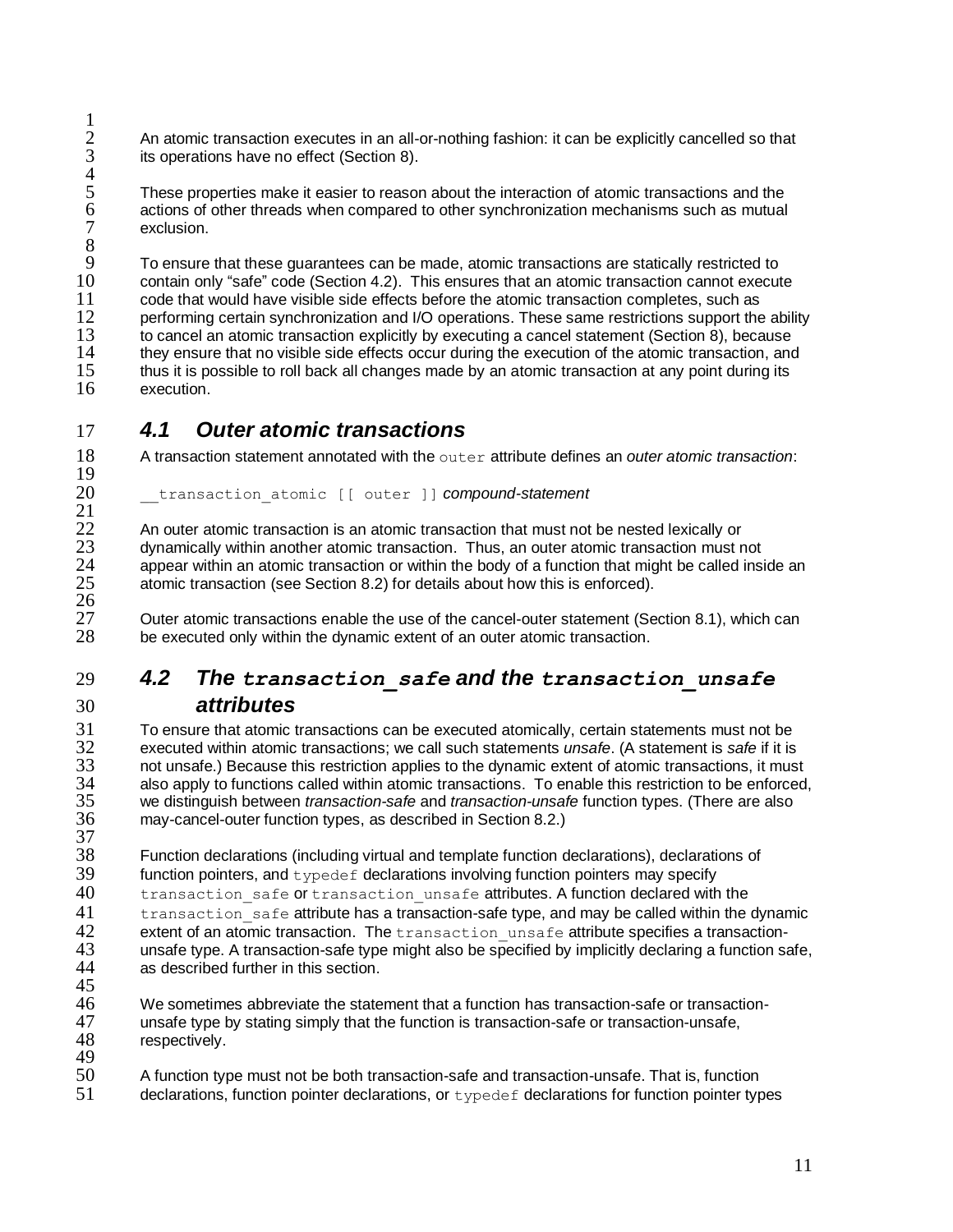An atomic transaction executes in an all-or-nothing fashion: it can be explicitly cancelled so that its operations have no effect (Section 8).

These properties make it easier to reason about the interaction of atomic transactions and the actions of other threads when compared to other synchronization mechanisms such as mutual exclusion.

To ensure that these guarantees can be made, atomic transactions are statically restricted to contain only "safe" code (Section 4.2). This ensures that an atomic transaction cannot execute code that would have visible side effects before the atomic transaction completes, such as performing certain synchronization and I/O operations. These same restrictions support the ability to cancel an atomic transaction explicitly by executing a cancel statement (Section 8), because they ensure that no visible side effects occur during the execution of the atomic transaction, and thus it is possible to roll back all changes made by an atomic transaction at any point during its execution.

## *4.1 Outer atomic transactions*

A transaction statement annotated with the `outer` attribute defines an *outer atomic transaction*:

`__transaction_atomic [[ outer ]]` *compound-statement*

An outer atomic transaction is an atomic transaction that must not be nested lexically or dynamically within another atomic transaction. Thus, an outer atomic transaction must not appear within an atomic transaction or within the body of a function that might be called inside an atomic transaction (see Section 8.2) for details about how this is enforced).

Outer atomic transactions enable the use of the cancel-outer statement (Section 8.1), which can be executed only within the dynamic extent of an outer atomic transaction.

## *4.2 The `transaction_safe` and the `transaction_unsafe` attributes*

To ensure that atomic transactions can be executed atomically, certain statements must not be executed within atomic transactions; we call such statements *unsafe*. (A statement is *safe* if it is not unsafe.) Because this restriction applies to the dynamic extent of atomic transactions, it must also apply to functions called within atomic transactions. To enable this restriction to be enforced, we distinguish between *transaction-safe* and *transaction-unsafe* function types. (There are also may-cancel-outer function types, as described in Section 8.2.)

Function declarations (including virtual and template function declarations), declarations of function pointers, and `typedef` declarations involving function pointers may specify `transaction_safe` or `transaction_unsafe` attributes. A function declared with the `transaction_safe` attribute has a transaction-safe type, and may be called within the dynamic extent of an atomic transaction. The `transaction_unsafe` attribute specifies a transaction-unsafe type. A transaction-safe type might also be specified by implicitly declaring a function safe, as described further in this section.

We sometimes abbreviate the statement that a function has transaction-safe or transaction-unsafe type by stating simply that the function is transaction-safe or transaction-unsafe, respectively.

A function type must not be both transaction-safe and transaction-unsafe. That is, function declarations, function pointer declarations, or `typedef` declarations for function pointer types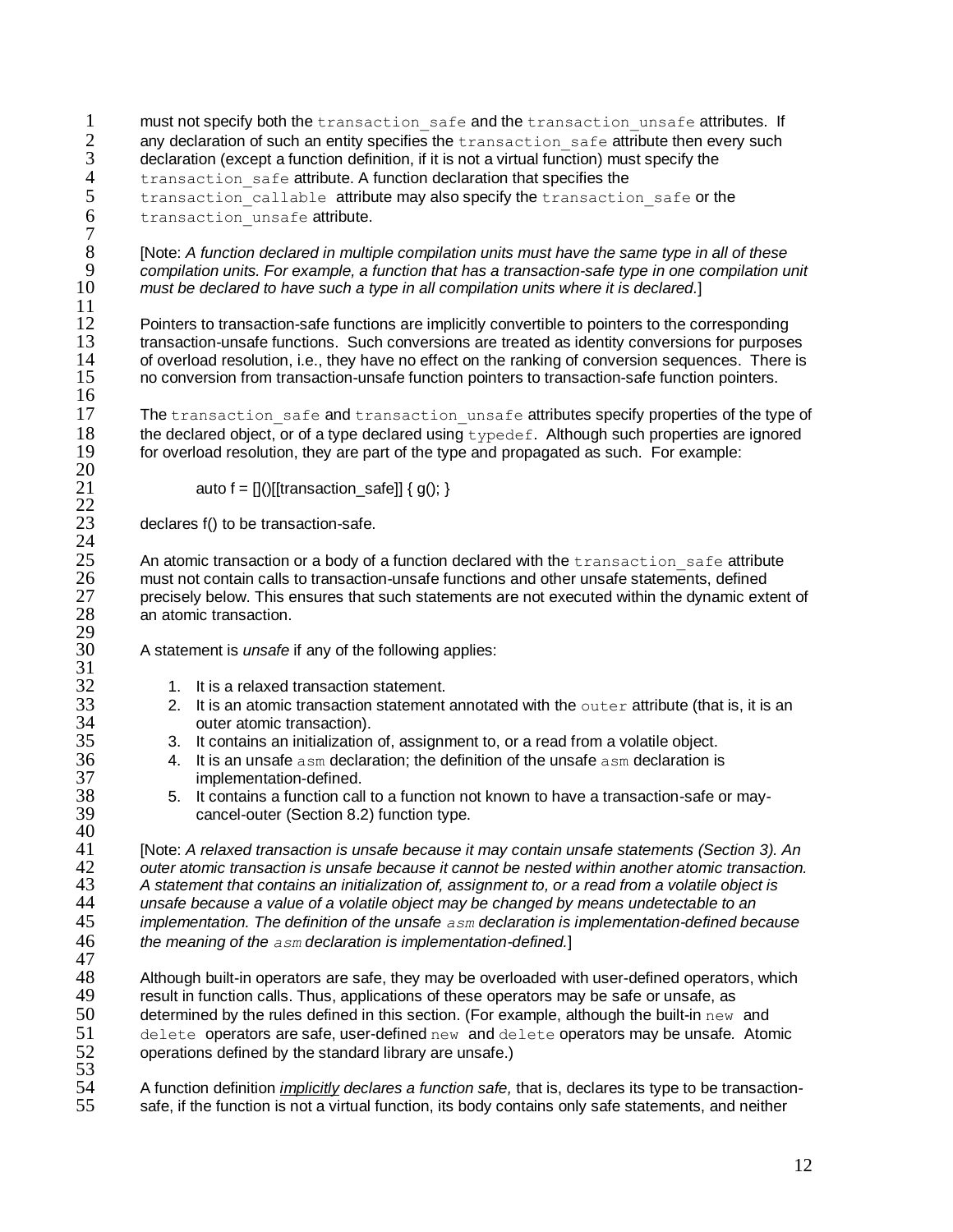must not specify both the `transaction_safe` and the `transaction_unsafe` attributes. If any declaration of such an entity specifies the `transaction_safe` attribute then every such declaration (except a function definition, if it is not a virtual function) must specify the `transaction_safe` attribute. A function declaration that specifies the `transaction_callable` attribute may also specify the `transaction_safe` or the `transaction_unsafe` attribute.

[Note: *A function declared in multiple compilation units must have the same type in all of these compilation units. For example, a function that has a transaction-safe type in one compilation unit must be declared to have such a type in all compilation units where it is declared.*]

Pointers to transaction-safe functions are implicitly convertible to pointers to the corresponding transaction-unsafe functions. Such conversions are treated as identity conversions for purposes of overload resolution, i.e., they have no effect on the ranking of conversion sequences. There is no conversion from transaction-unsafe function pointers to transaction-safe function pointers.

The `transaction_safe` and `transaction_unsafe` attributes specify properties of the type of the declared object, or of a type declared using `typedef`. Although such properties are ignored for overload resolution, they are part of the type and propagated as such. For example:

```
auto f = []()[[transaction_safe]] { g(); }
```

declares f() to be transaction-safe.

An atomic transaction or a body of a function declared with the `transaction_safe` attribute must not contain calls to transaction-unsafe functions and other unsafe statements, defined precisely below. This ensures that such statements are not executed within the dynamic extent of an atomic transaction.

A statement is *unsafe* if any of the following applies:

1. It is a relaxed transaction statement.
2. It is an atomic transaction statement annotated with the `outer` attribute (that is, it is an outer atomic transaction).
3. It contains an initialization of, assignment to, or a read from a volatile object.
4. It is an unsafe `asm` declaration; the definition of the unsafe `asm` declaration is implementation-defined.
5. It contains a function call to a function not known to have a transaction-safe or may-cancel-outer (Section 8.2) function type.

[Note: *A relaxed transaction is unsafe because it may contain unsafe statements (Section 3). An outer atomic transaction is unsafe because it cannot be nested within another atomic transaction. A statement that contains an initialization of, assignment to, or a read from a volatile object is unsafe because a value of a volatile object may be changed by means undetectable to an implementation. The definition of the unsafe `asm` declaration is implementation-defined because the meaning of the `asm` declaration is implementation-defined.*]

Although built-in operators are safe, they may be overloaded with user-defined operators, which result in function calls. Thus, applications of these operators may be safe or unsafe, as determined by the rules defined in this section. (For example, although the built-in `new` and `delete` operators are safe, user-defined `new` and `delete` operators may be unsafe. Atomic operations defined by the standard library are unsafe.)

A function definition ***implicitly*** *declares a function safe,* that is, declares its type to be transaction-safe, if the function is not a virtual function, its body contains only safe statements, and neither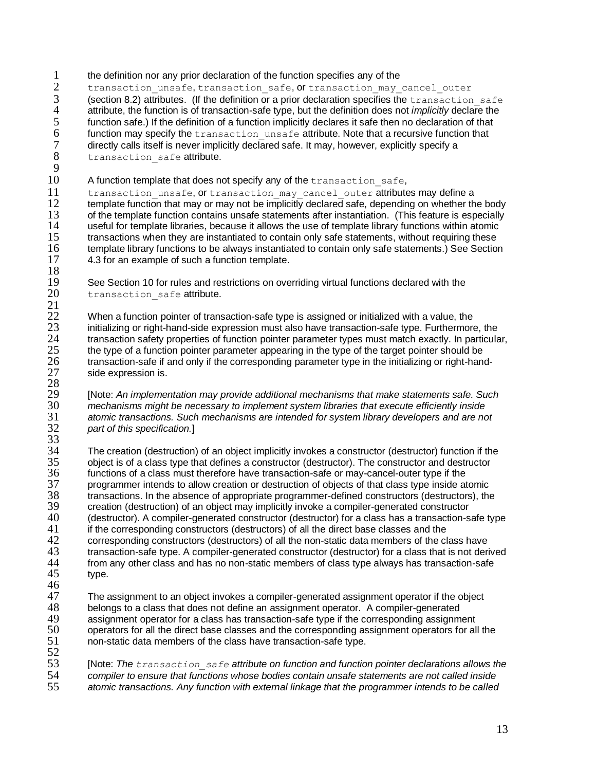the definition nor any prior declaration of the function specifies any of the `transaction_unsafe`, `transaction_safe`, or `transaction_may_cancel_outer` (section 8.2) attributes. (If the definition or a prior declaration specifies the `transaction_safe` attribute, the function is of transaction-safe type, but the definition does not *implicitly* declare the function safe.) If the definition of a function implicitly declares it safe then no declaration of that function may specify the `transaction_unsafe` attribute. Note that a recursive function that directly calls itself is never implicitly declared safe. It may, however, explicitly specify a `transaction_safe` attribute.

A function template that does not specify any of the `transaction_safe`, `transaction_unsafe`, or `transaction_may_cancel_outer` attributes may define a template function that may or may not be implicitly declared safe, depending on whether the body of the template function contains unsafe statements after instantiation. (This feature is especially useful for template libraries, because it allows the use of template library functions within atomic transactions when they are instantiated to contain only safe statements, without requiring these template library functions to be always instantiated to contain only safe statements.) See Section 4.3 for an example of such a function template.

See Section 10 for rules and restrictions on overriding virtual functions declared with the `transaction_safe` attribute.

When a function pointer of transaction-safe type is assigned or initialized with a value, the initializing or right-hand-side expression must also have transaction-safe type. Furthermore, the transaction safety properties of function pointer parameter types must match exactly. In particular, the type of a function pointer parameter appearing in the type of the target pointer should be transaction-safe if and only if the corresponding parameter type in the initializing or right-hand-side expression is.

[Note: *An implementation may provide additional mechanisms that make statements safe. Such mechanisms might be necessary to implement system libraries that execute efficiently inside atomic transactions. Such mechanisms are intended for system library developers and are not part of this specification.*]

The creation (destruction) of an object implicitly invokes a constructor (destructor) function if the object is of a class type that defines a constructor (destructor). The constructor and destructor functions of a class must therefore have transaction-safe or may-cancel-outer type if the programmer intends to allow creation or destruction of objects of that class type inside atomic transactions. In the absence of appropriate programmer-defined constructors (destructors), the creation (destruction) of an object may implicitly invoke a compiler-generated constructor (destructor). A compiler-generated constructor (destructor) for a class has a transaction-safe type if the corresponding constructors (destructors) of all the direct base classes and the corresponding constructors (destructors) of all the non-static data members of the class have transaction-safe type. A compiler-generated constructor (destructor) for a class that is not derived from any other class and has no non-static members of class type always has transaction-safe type.

The assignment to an object invokes a compiler-generated assignment operator if the object belongs to a class that does not define an assignment operator. A compiler-generated assignment operator for a class has transaction-safe type if the corresponding assignment operators for all the direct base classes and the corresponding assignment operators for all the non-static data members of the class have transaction-safe type.

[Note: *The `transaction_safe` attribute on function and function pointer declarations allows the compiler to ensure that functions whose bodies contain unsafe statements are not called inside atomic transactions. Any function with external linkage that the programmer intends to be called*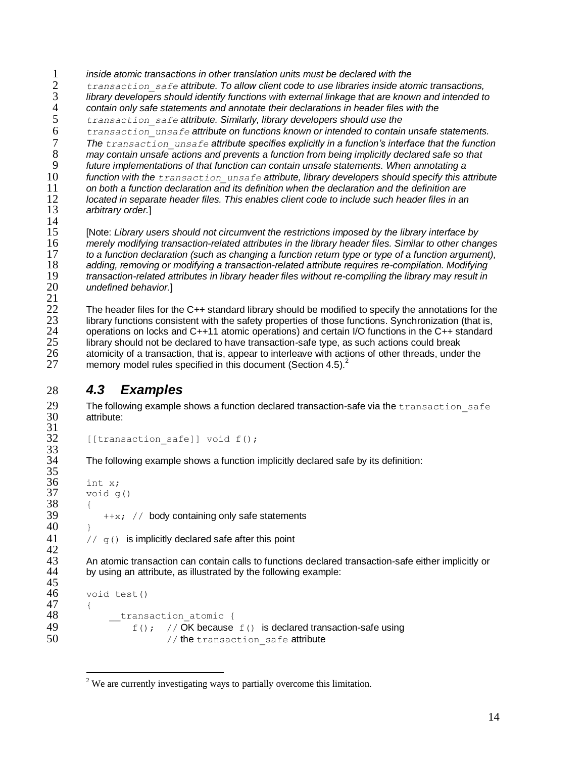*inside atomic transactions in other translation units must be declared with the* `transaction_safe` *attribute. To allow client code to use libraries inside atomic transactions, library developers should identify functions with external linkage that are known and intended to contain only safe statements and annotate their declarations in header files with the* `transaction_safe` *attribute. Similarly, library developers should use the* `transaction_unsafe` *attribute on functions known or intended to contain unsafe statements. The* `transaction_unsafe` *attribute specifies explicitly in a function's interface that the function may contain unsafe actions and prevents a function from being implicitly declared safe so that future implementations of that function can contain unsafe statements. When annotating a function with the* `transaction_unsafe` *attribute, library developers should specify this attribute on both a function declaration and its definition when the declaration and the definition are located in separate header files. This enables client code to include such header files in an arbitrary order.*]

[Note: *Library users should not circumvent the restrictions imposed by the library interface by merely modifying transaction-related attributes in the library header files. Similar to other changes to a function declaration (such as changing a function return type or type of a function argument), adding, removing or modifying a transaction-related attribute requires re-compilation. Modifying transaction-related attributes in library header files without re-compiling the library may result in undefined behavior.*]

The header files for the C++ standard library should be modified to specify the annotations for the library functions consistent with the safety properties of those functions. Synchronization (that is, operations on locks and C++11 atomic operations) and certain I/O functions in the C++ standard library should not be declared to have transaction-safe type, as such actions could break atomicity of a transaction, that is, appear to interleave with actions of other threads, under the memory model rules specified in this document (Section 4.5).[2]

## 4.3 Examples

The following example shows a function declared transaction-safe via the `transaction_safe` attribute:

```
[[transaction_safe]] void f();
```

The following example shows a function implicitly declared safe by its definition:

```
int x;
void g()
{
    ++x; // body containing only safe statements
}
// g() is implicitly declared safe after this point
```

An atomic transaction can contain calls to functions declared transaction-safe either implicitly or by using an attribute, as illustrated by the following example:

```
void test()
{
     __transaction_atomic {
         f();  // OK because f() is declared transaction-safe using
               // the transaction_safe attribute
```

[2] We are currently investigating ways to partially overcome this limitation.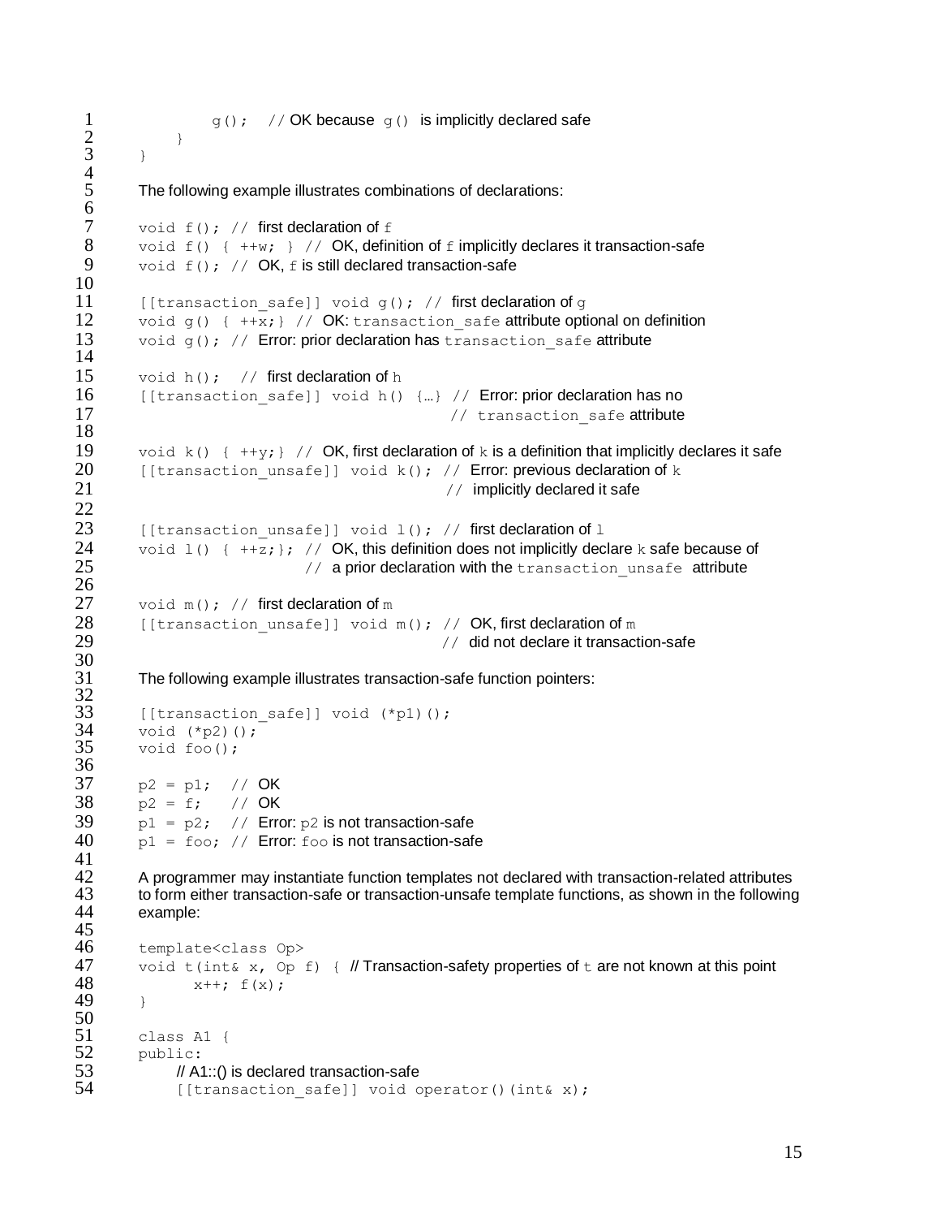```
        g();  // OK because g() is implicitly declared safe
    }
}
```

The following example illustrates combinations of declarations:

```
void f(); // first declaration of f
void f() { ++w; } // OK, definition of f implicitly declares it transaction-safe
void f(); // OK, f is still declared transaction-safe

[[transaction_safe]] void g(); // first declaration of g
void g() { ++x;} // OK: transaction_safe attribute optional on definition
void g(); // Error: prior declaration has transaction_safe attribute

void h();  // first declaration of h
[[transaction_safe]] void h() {…} // Error: prior declaration has no
                                  // transaction_safe attribute

void k() { ++y;} // OK, first declaration of k is a definition that implicitly declares it safe
[[transaction_unsafe]] void k(); // Error: previous declaration of k
                                 // implicitly declared it safe

[[transaction_unsafe]] void l(); // first declaration of l
void l() { ++z;}; // OK, this definition does not implicitly declare k safe because of
                  // a prior declaration with the transaction_unsafe attribute

void m(); // first declaration of m
[[transaction_unsafe]] void m(); // OK, first declaration of m
                                 // did not declare it transaction-safe
```

The following example illustrates transaction-safe function pointers:

```
[[transaction_safe]] void (*p1)();
void (*p2)();
void foo();

p2 = p1;  // OK
p2 = f;   // OK
p1 = p2;  // Error: p2 is not transaction-safe
p1 = foo; // Error: foo is not transaction-safe
```

A programmer may instantiate function templates not declared with transaction-related attributes to form either transaction-safe or transaction-unsafe template functions, as shown in the following example:

```
template<class Op>
void t(int& x, Op f) { // Transaction-safety properties of t are not known at this point
      x++; f(x);
}

class A1 {
public:
    // A1::() is declared transaction-safe
    [[transaction_safe]] void operator()(int& x);
```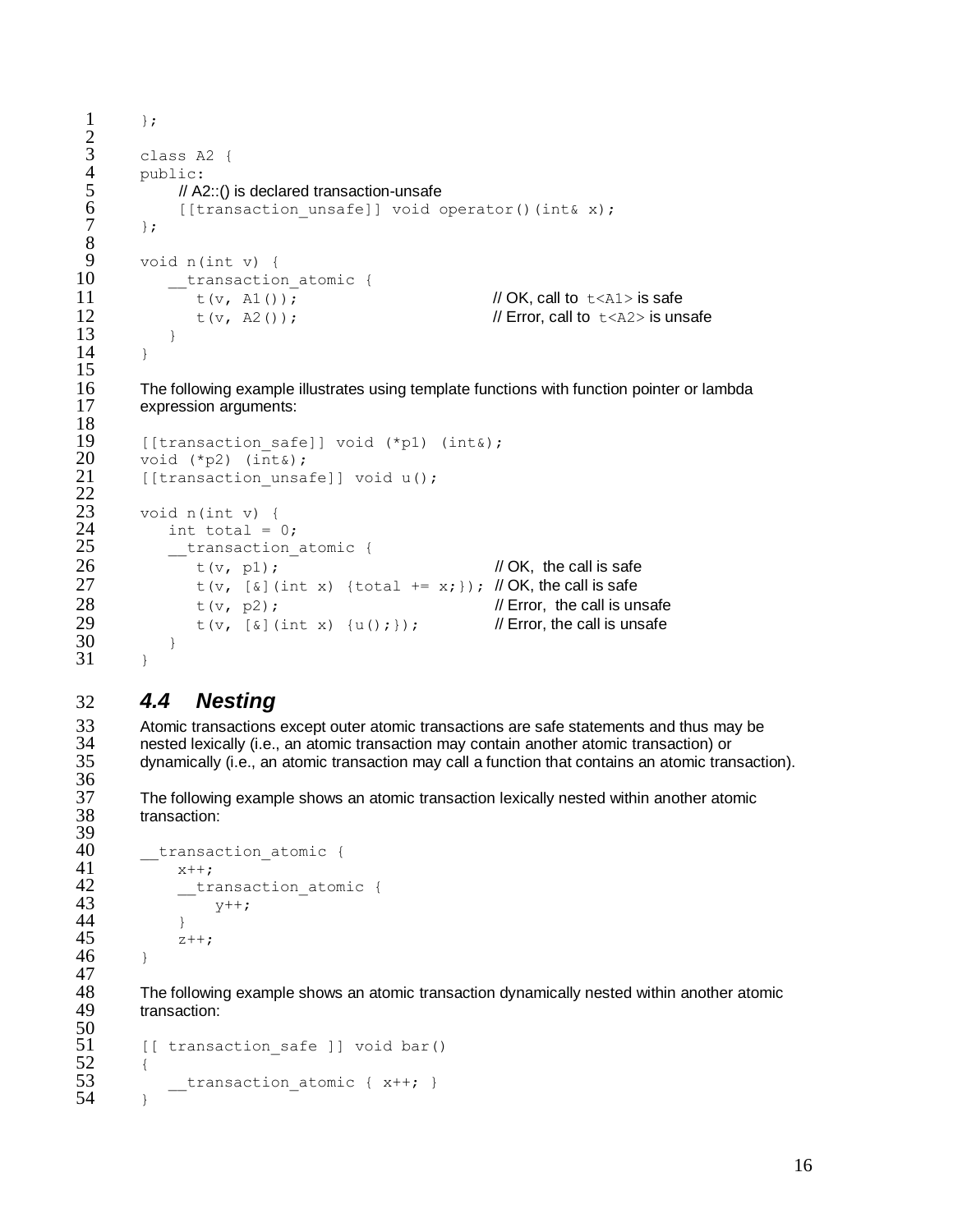```
};

class A2 {
public:
    // A2::() is declared transaction-unsafe
    [[transaction_unsafe]] void operator()(int& x);
};

void n(int v) {
   __transaction_atomic {
      t(v, A1());                          // OK, call to t<A1> is safe
      t(v, A2());                          // Error, call to t<A2> is unsafe
   }
}
```

The following example illustrates using template functions with function pointer or lambda expression arguments:

```
[[transaction_safe]] void (*p1) (int&);
void (*p2) (int&);
[[transaction_unsafe]] void u();

void n(int v) {
   int total = 0;
   __transaction_atomic {
      t(v, p1);                            // OK, the call is safe
      t(v, [&](int x) {total += x;});      // OK, the call is safe
      t(v, p2);                            // Error, the call is unsafe
      t(v, [&](int x) {u();});             // Error, the call is unsafe
   }
}
```

## 4.4 Nesting

Atomic transactions except outer atomic transactions are safe statements and thus may be nested lexically (i.e., an atomic transaction may contain another atomic transaction) or dynamically (i.e., an atomic transaction may call a function that contains an atomic transaction).

The following example shows an atomic transaction lexically nested within another atomic transaction:

```
__transaction_atomic {
    x++;
    __transaction_atomic {
       y++;
    }
    z++;
}
```

The following example shows an atomic transaction dynamically nested within another atomic transaction:

```
[[ transaction_safe ]] void bar()
{
   __transaction_atomic { x++; }
}
```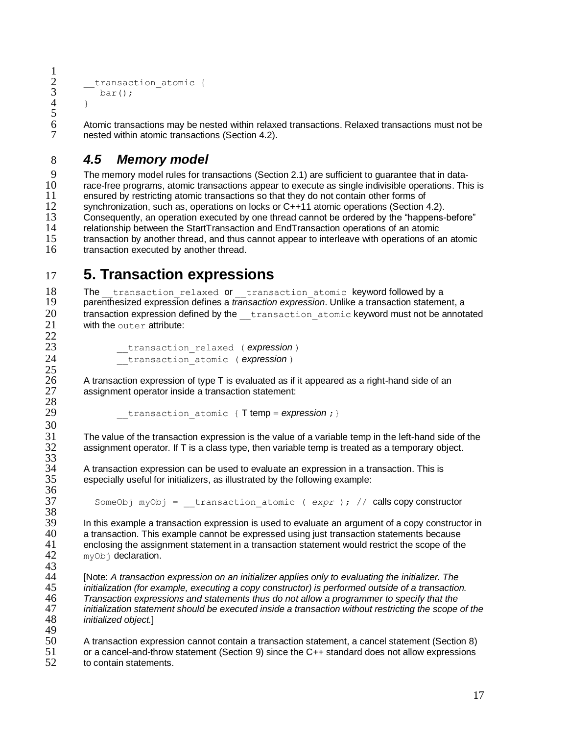```
__transaction_atomic {
  bar();
}
```

Atomic transactions may be nested within relaxed transactions. Relaxed transactions must not be nested within atomic transactions (Section 4.2).

### *4.5 Memory model*

The memory model rules for transactions (Section 2.1) are sufficient to guarantee that in data-race-free programs, atomic transactions appear to execute as single indivisible operations. This is ensured by restricting atomic transactions so that they do not contain other forms of synchronization, such as, operations on locks or C++11 atomic operations (Section 4.2). Consequently, an operation executed by one thread cannot be ordered by the "happens-before" relationship between the StartTransaction and EndTransaction operations of an atomic transaction by another thread, and thus cannot appear to interleave with operations of an atomic transaction executed by another thread.

## 5. Transaction expressions

The `__transaction_relaxed` or `__transaction_atomic` keyword followed by a parenthesized expression defines a *transaction expression*. Unlike a transaction statement, a transaction expression defined by the `__transaction_atomic` keyword must not be annotated with the `outer` attribute:

```
__transaction_relaxed ( expression )
__transaction_atomic ( expression )
```

A transaction expression of type T is evaluated as if it appeared as a right-hand side of an assignment operator inside a transaction statement:

```
__transaction_atomic { T temp = expression ;}
```

The value of the transaction expression is the value of a variable temp in the left-hand side of the assignment operator. If T is a class type, then variable temp is treated as a temporary object.

A transaction expression can be used to evaluate an expression in a transaction. This is especially useful for initializers, as illustrated by the following example:

```
SomeObj myObj = __transaction_atomic ( expr ); // calls copy constructor
```

In this example a transaction expression is used to evaluate an argument of a copy constructor in a transaction. This example cannot be expressed using just transaction statements because enclosing the assignment statement in a transaction statement would restrict the scope of the `myObj` declaration.

[Note: *A transaction expression on an initializer applies only to evaluating the initializer. The initialization (for example, executing a copy constructor) is performed outside of a transaction. Transaction expressions and statements thus do not allow a programmer to specify that the initialization statement should be executed inside a transaction without restricting the scope of the initialized object.*]

A transaction expression cannot contain a transaction statement, a cancel statement (Section 8) or a cancel-and-throw statement (Section 9) since the C++ standard does not allow expressions to contain statements.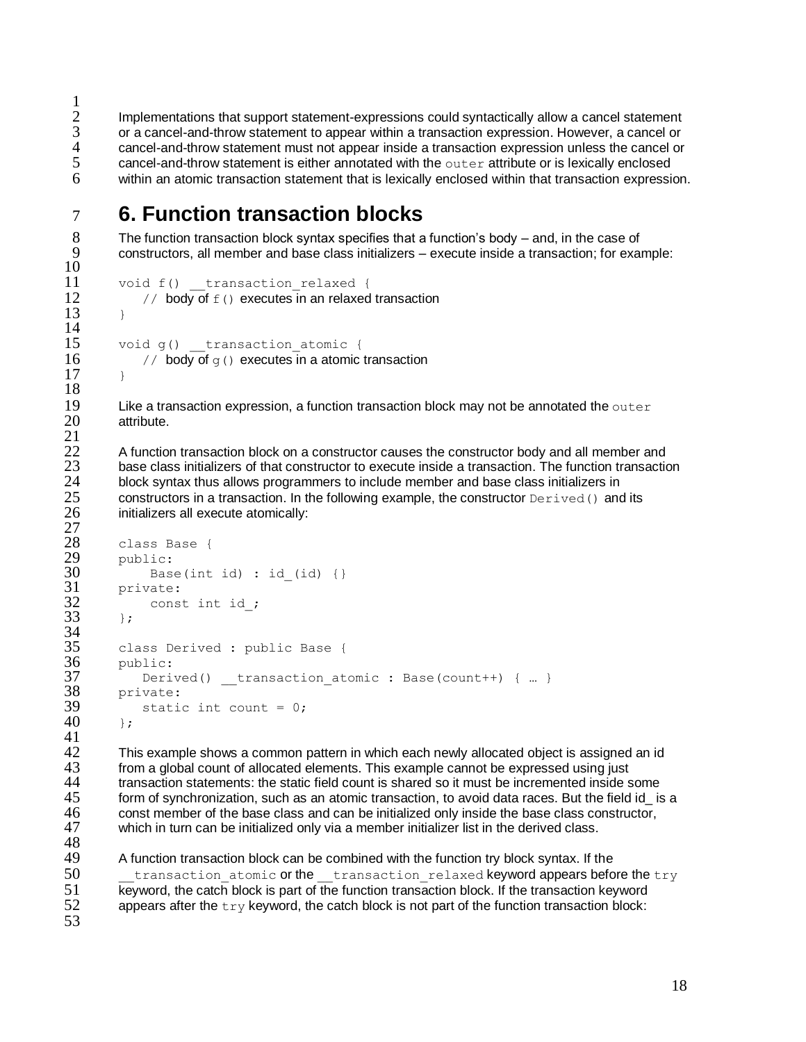Implementations that support statement-expressions could syntactically allow a cancel statement or a cancel-and-throw statement to appear within a transaction expression. However, a cancel or cancel-and-throw statement must not appear inside a transaction expression unless the cancel or cancel-and-throw statement is either annotated with the `outer` attribute or is lexically enclosed within an atomic transaction statement that is lexically enclosed within that transaction expression.

# 6. Function transaction blocks

The function transaction block syntax specifies that a function's body – and, in the case of constructors, all member and base class initializers – execute inside a transaction; for example:

```
void f() __transaction_relaxed {
   // body of f() executes in an relaxed transaction
}

void g() __transaction_atomic {
   // body of g() executes in a atomic transaction
}
```

Like a transaction expression, a function transaction block may not be annotated the `outer` attribute.

A function transaction block on a constructor causes the constructor body and all member and base class initializers of that constructor to execute inside a transaction. The function transaction block syntax thus allows programmers to include member and base class initializers in constructors in a transaction. In the following example, the constructor `Derived()` and its initializers all execute atomically:

```
class Base {
public:
    Base(int id) : id_(id) {}
private:
    const int id_;
};

class Derived : public Base {
public:
   Derived() __transaction_atomic : Base(count++) { … }
private:
   static int count = 0;
};
```

This example shows a common pattern in which each newly allocated object is assigned an id from a global count of allocated elements. This example cannot be expressed using just transaction statements: the static field count is shared so it must be incremented inside some form of synchronization, such as an atomic transaction, to avoid data races. But the field id_ is a const member of the base class and can be initialized only inside the base class constructor, which in turn can be initialized only via a member initializer list in the derived class.

A function transaction block can be combined with the function try block syntax. If the `__transaction_atomic` or the `__transaction_relaxed` keyword appears before the `try` keyword, the catch block is part of the function transaction block. If the transaction keyword appears after the `try` keyword, the catch block is not part of the function transaction block: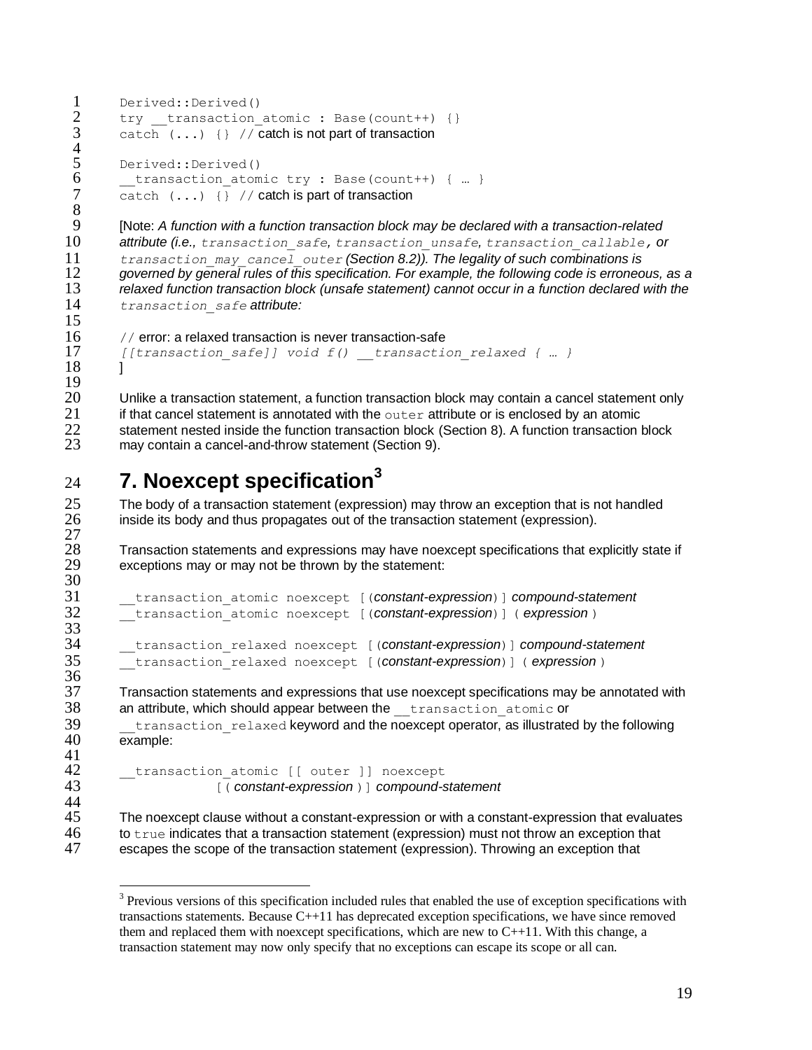```
Derived::Derived()
try __transaction_atomic : Base(count++) {}
catch (...) {} // catch is not part of transaction

Derived::Derived()
__transaction_atomic try : Base(count++) { … }
catch (...) {} // catch is part of transaction
```

[Note: *A function with a function transaction block may be declared with a transaction-related attribute (i.e.,* `transaction_safe`*,* `transaction_unsafe`*,* `transaction_callable`*, or* `transaction_may_cancel_outer` *(Section 8.2)). The legality of such combinations is governed by general rules of this specification. For example, the following code is erroneous, as a relaxed function transaction block (unsafe statement) cannot occur in a function declared with the* `transaction_safe` *attribute:*

```
// error: a relaxed transaction is never transaction-safe
[[transaction_safe]] void f() __transaction_relaxed { … }
```

]

Unlike a transaction statement, a function transaction block may contain a cancel statement only if that cancel statement is annotated with the `outer` attribute or is enclosed by an atomic statement nested inside the function transaction block (Section 8). A function transaction block may contain a cancel-and-throw statement (Section 9).

# 7. Noexcept specification[3]

The body of a transaction statement (expression) may throw an exception that is not handled inside its body and thus propagates out of the transaction statement (expression).

Transaction statements and expressions may have noexcept specifications that explicitly state if exceptions may or may not be thrown by the statement:

```
__transaction_atomic noexcept [(constant-expression)] compound-statement
__transaction_atomic noexcept [(constant-expression)] ( expression )

__transaction_relaxed noexcept [(constant-expression)] compound-statement
__transaction_relaxed noexcept [(constant-expression)] ( expression )
```

Transaction statements and expressions that use noexcept specifications may be annotated with an attribute, which should appear between the `__transaction_atomic` or `__transaction_relaxed` keyword and the noexcept operator, as illustrated by the following example:

```
__transaction_atomic [[ outer ]] noexcept
            [(constant-expression)] compound-statement
```

The noexcept clause without a constant-expression or with a constant-expression that evaluates to `true` indicates that a transaction statement (expression) must not throw an exception that escapes the scope of the transaction statement (expression). Throwing an exception that

---

[3] Previous versions of this specification included rules that enabled the use of exception specifications with transactions statements. Because C++11 has deprecated exception specifications, we have since removed them and replaced them with noexcept specifications, which are new to C++11. With this change, a transaction statement may now only specify that no exceptions can escape its scope or all can.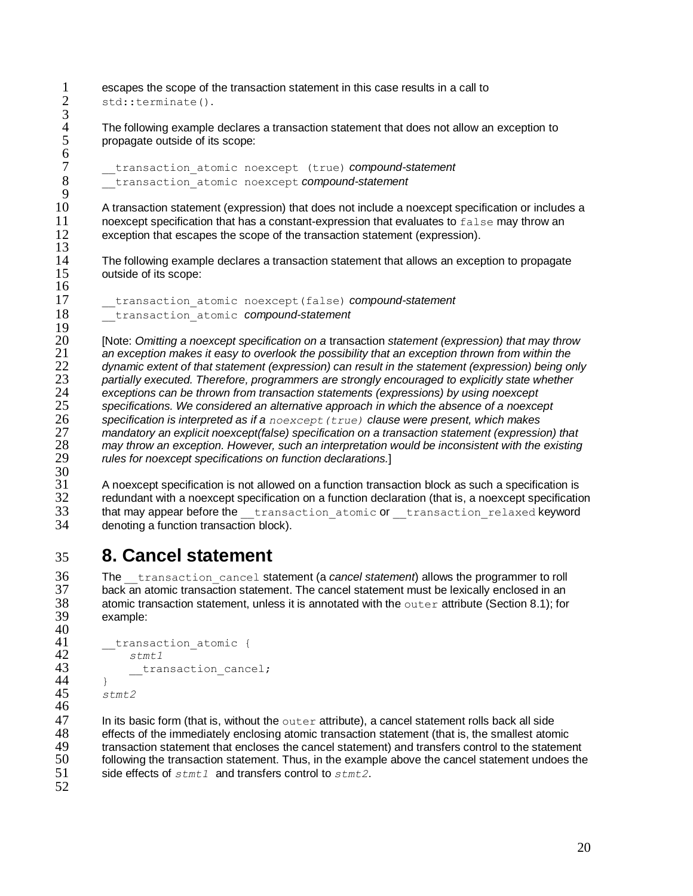escapes the scope of the transaction statement in this case results in a call to `std::terminate()`.

The following example declares a transaction statement that does not allow an exception to propagate outside of its scope:

```
__transaction_atomic noexcept (true) compound-statement
__transaction_atomic noexcept compound-statement
```

A transaction statement (expression) that does not include a noexcept specification or includes a noexcept specification that has a constant-expression that evaluates to `false` may throw an exception that escapes the scope of the transaction statement (expression).

The following example declares a transaction statement that allows an exception to propagate outside of its scope:

```
__transaction_atomic noexcept(false) compound-statement
__transaction_atomic compound-statement
```

[Note: *Omitting a noexcept specification on a* transaction *statement (expression) that may throw an exception makes it easy to overlook the possibility that an exception thrown from within the dynamic extent of that statement (expression) can result in the statement (expression) being only partially executed. Therefore, programmers are strongly encouraged to explicitly state whether exceptions can be thrown from transaction statements (expressions) by using noexcept specifications. We considered an alternative approach in which the absence of a noexcept specification is interpreted as if a* `noexcept(true)` *clause were present, which makes mandatory an explicit noexcept(false) specification on a transaction statement (expression) that may throw an exception. However, such an interpretation would be inconsistent with the existing rules for noexcept specifications on function declarations.*]

A noexcept specification is not allowed on a function transaction block as such a specification is redundant with a noexcept specification on a function declaration (that is, a noexcept specification that may appear before the `__transaction_atomic` or `__transaction_relaxed` keyword denoting a function transaction block).

# 8. Cancel statement

The `__transaction_cancel` statement (a *cancel statement*) allows the programmer to roll back an atomic transaction statement. The cancel statement must be lexically enclosed in an atomic transaction statement, unless it is annotated with the `outer` attribute (Section 8.1); for example:

```
__transaction_atomic {
    stmt1
    __transaction_cancel;
}
stmt2
```

In its basic form (that is, without the `outer` attribute), a cancel statement rolls back all side effects of the immediately enclosing atomic transaction statement (that is, the smallest atomic transaction statement that encloses the cancel statement) and transfers control to the statement following the transaction statement. Thus, in the example above the cancel statement undoes the side effects of *`stmt1`* and transfers control to *`stmt2`*.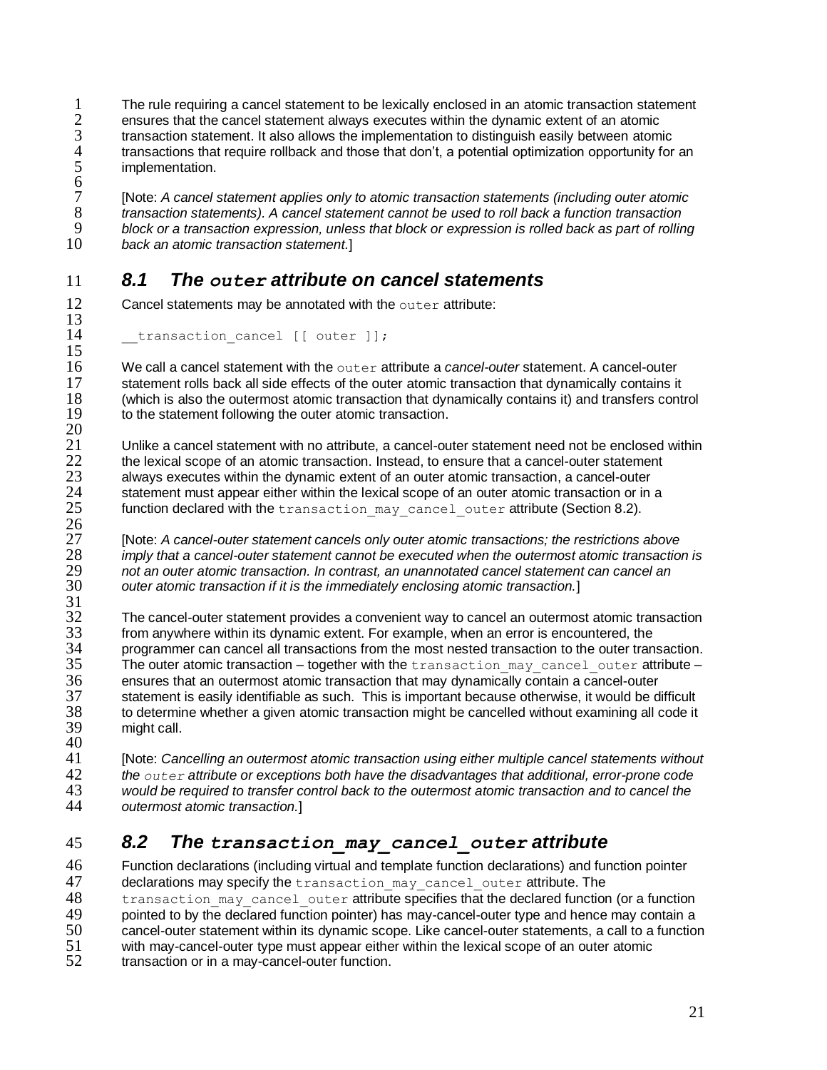The rule requiring a cancel statement to be lexically enclosed in an atomic transaction statement ensures that the cancel statement always executes within the dynamic extent of an atomic transaction statement. It also allows the implementation to distinguish easily between atomic transactions that require rollback and those that don't, a potential optimization opportunity for an implementation.

[Note: *A cancel statement applies only to atomic transaction statements (including outer atomic transaction statements). A cancel statement cannot be used to roll back a function transaction block or a transaction expression, unless that block or expression is rolled back as part of rolling back an atomic transaction statement.*]

## 8.1 The `outer` attribute on cancel statements

Cancel statements may be annotated with the `outer` attribute:

```
__transaction_cancel [[ outer ]];
```

We call a cancel statement with the `outer` attribute a *cancel-outer* statement. A cancel-outer statement rolls back all side effects of the outer atomic transaction that dynamically contains it (which is also the outermost atomic transaction that dynamically contains it) and transfers control to the statement following the outer atomic transaction.

Unlike a cancel statement with no attribute, a cancel-outer statement need not be enclosed within the lexical scope of an atomic transaction. Instead, to ensure that a cancel-outer statement always executes within the dynamic extent of an outer atomic transaction, a cancel-outer statement must appear either within the lexical scope of an outer atomic transaction or in a function declared with the `transaction_may_cancel_outer` attribute (Section 8.2).

[Note: *A cancel-outer statement cancels only outer atomic transactions; the restrictions above imply that a cancel-outer statement cannot be executed when the outermost atomic transaction is not an outer atomic transaction. In contrast, an unannotated cancel statement can cancel an outer atomic transaction if it is the immediately enclosing atomic transaction.*]

The cancel-outer statement provides a convenient way to cancel an outermost atomic transaction from anywhere within its dynamic extent. For example, when an error is encountered, the programmer can cancel all transactions from the most nested transaction to the outer transaction. The outer atomic transaction – together with the `transaction_may_cancel_outer` attribute – ensures that an outermost atomic transaction that may dynamically contain a cancel-outer statement is easily identifiable as such. This is important because otherwise, it would be difficult to determine whether a given atomic transaction might be cancelled without examining all code it might call.

[Note: *Cancelling an outermost atomic transaction using either multiple cancel statements without the `outer` attribute or exceptions both have the disadvantages that additional, error-prone code would be required to transfer control back to the outermost atomic transaction and to cancel the outermost atomic transaction.*]

## 8.2 The `transaction_may_cancel_outer` attribute

Function declarations (including virtual and template function declarations) and function pointer declarations may specify the `transaction_may_cancel_outer` attribute. The `transaction_may_cancel_outer` attribute specifies that the declared function (or a function pointed to by the declared function pointer) has may-cancel-outer type and hence may contain a cancel-outer statement within its dynamic scope. Like cancel-outer statements, a call to a function with may-cancel-outer type must appear either within the lexical scope of an outer atomic transaction or in a may-cancel-outer function.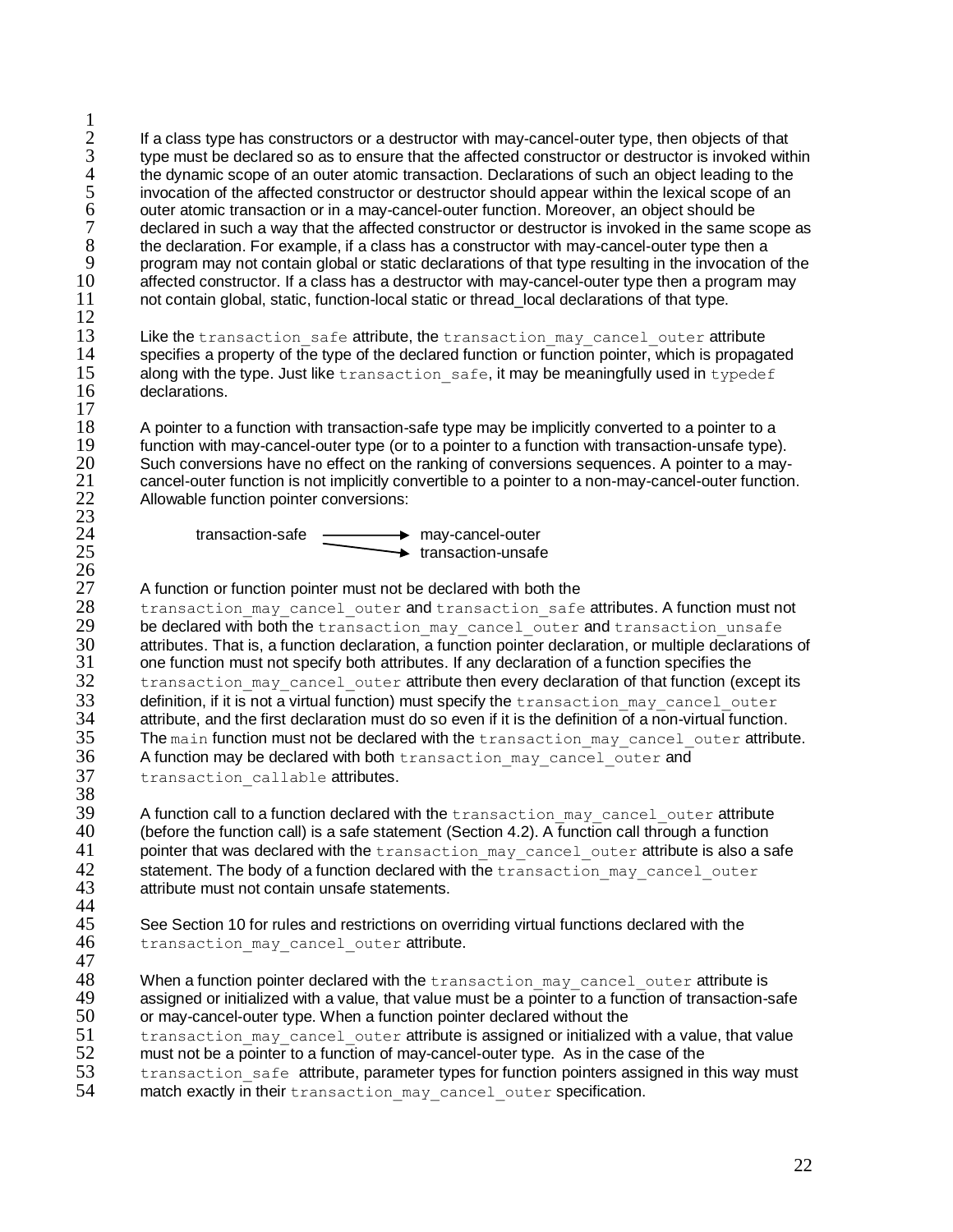If a class type has constructors or a destructor with may-cancel-outer type, then objects of that type must be declared so as to ensure that the affected constructor or destructor is invoked within the dynamic scope of an outer atomic transaction. Declarations of such an object leading to the invocation of the affected constructor or destructor should appear within the lexical scope of an outer atomic transaction or in a may-cancel-outer function. Moreover, an object should be declared in such a way that the affected constructor or destructor is invoked in the same scope as the declaration. For example, if a class has a constructor with may-cancel-outer type then a program may not contain global or static declarations of that type resulting in the invocation of the affected constructor. If a class has a destructor with may-cancel-outer type then a program may not contain global, static, function-local static or thread_local declarations of that type.

Like the `transaction_safe` attribute, the `transaction_may_cancel_outer` attribute specifies a property of the type of the declared function or function pointer, which is propagated along with the type. Just like `transaction_safe`, it may be meaningfully used in `typedef` declarations.

A pointer to a function with transaction-safe type may be implicitly converted to a pointer to a function with may-cancel-outer type (or to a pointer to a function with transaction-unsafe type). Such conversions have no effect on the ranking of conversions sequences. A pointer to a may-cancel-outer function is not implicitly convertible to a pointer to a non-may-cancel-outer function. Allowable function pointer conversions:

```
transaction-safe  ──────────►  may-cancel-outer
                  ──────────►  transaction-unsafe
```

A function or function pointer must not be declared with both the `transaction_may_cancel_outer` and `transaction_safe` attributes. A function must not be declared with both the `transaction_may_cancel_outer` and `transaction_unsafe` attributes. That is, a function declaration, a function pointer declaration, or multiple declarations of one function must not specify both attributes. If any declaration of a function specifies the `transaction_may_cancel_outer` attribute then every declaration of that function (except its definition, if it is not a virtual function) must specify the `transaction_may_cancel_outer` attribute, and the first declaration must do so even if it is the definition of a non-virtual function. The `main` function must not be declared with the `transaction_may_cancel_outer` attribute. A function may be declared with both `transaction_may_cancel_outer` and `transaction_callable` attributes.

A function call to a function declared with the `transaction_may_cancel_outer` attribute (before the function call) is a safe statement (Section 4.2). A function call through a function pointer that was declared with the `transaction_may_cancel_outer` attribute is also a safe statement. The body of a function declared with the `transaction_may_cancel_outer` attribute must not contain unsafe statements.

See Section 10 for rules and restrictions on overriding virtual functions declared with the `transaction_may_cancel_outer` attribute.

When a function pointer declared with the `transaction_may_cancel_outer` attribute is assigned or initialized with a value, that value must be a pointer to a function of transaction-safe or may-cancel-outer type. When a function pointer declared without the `transaction_may_cancel_outer` attribute is assigned or initialized with a value, that value must not be a pointer to a function of may-cancel-outer type. As in the case of the `transaction_safe` attribute, parameter types for function pointers assigned in this way must match exactly in their `transaction_may_cancel_outer` specification.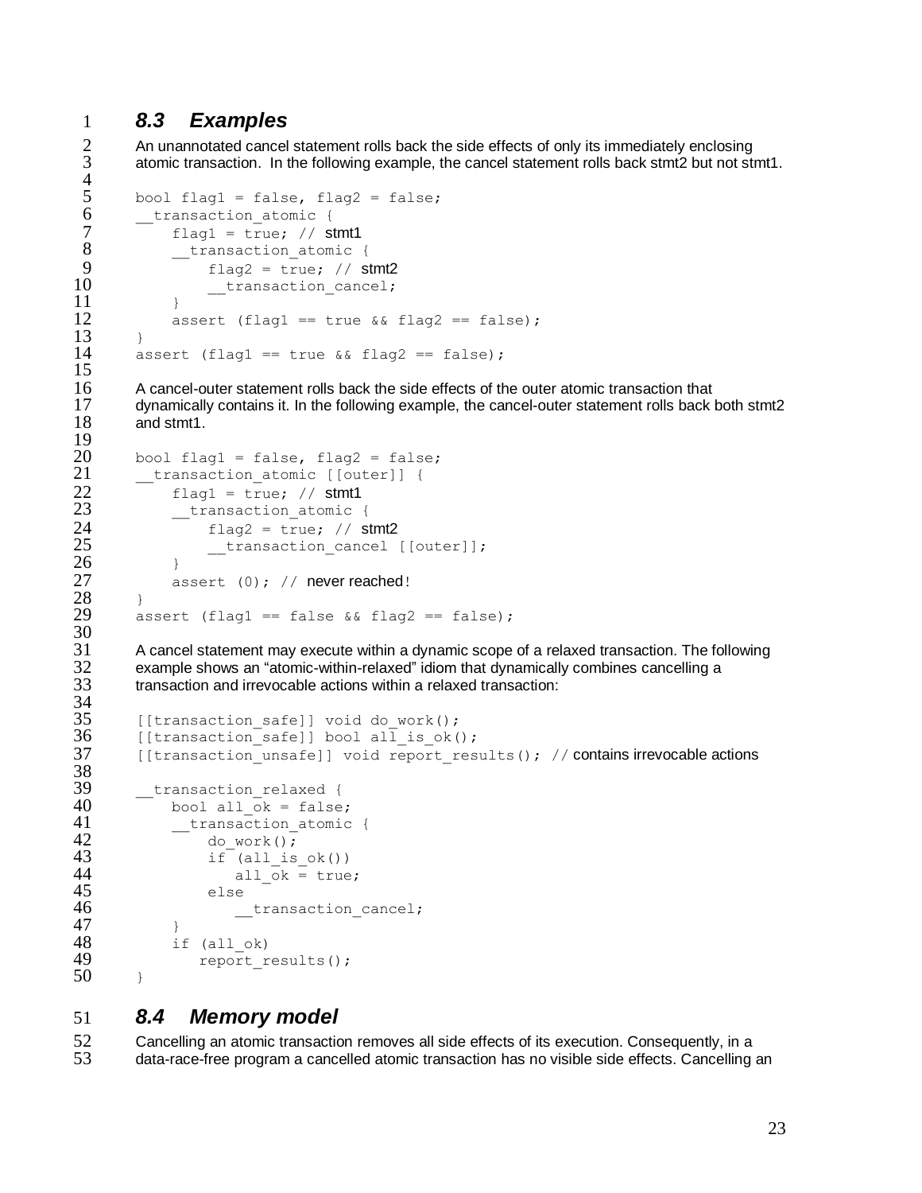## 8.3 Examples

An unannotated cancel statement rolls back the side effects of only its immediately enclosing atomic transaction. In the following example, the cancel statement rolls back stmt2 but not stmt1.

```
bool flag1 = false, flag2 = false;
__transaction_atomic {
    flag1 = true; // stmt1
    __transaction_atomic {
        flag2 = true; // stmt2
        __transaction_cancel;
    }
    assert (flag1 == true && flag2 == false);
}
assert (flag1 == true && flag2 == false);
```

A cancel-outer statement rolls back the side effects of the outer atomic transaction that dynamically contains it. In the following example, the cancel-outer statement rolls back both stmt2 and stmt1.

```
bool flag1 = false, flag2 = false;
__transaction_atomic [[outer]] {
    flag1 = true; // stmt1
    __transaction_atomic {
        flag2 = true; // stmt2
        __transaction_cancel [[outer]];
    }
    assert (0); // never reached!
}
assert (flag1 == false && flag2 == false);
```

A cancel statement may execute within a dynamic scope of a relaxed transaction. The following example shows an "atomic-within-relaxed" idiom that dynamically combines cancelling a transaction and irrevocable actions within a relaxed transaction:

```
[[transaction_safe]] void do_work();
[[transaction_safe]] bool all_is_ok();
[[transaction_unsafe]] void report_results(); // contains irrevocable actions

__transaction_relaxed {
    bool all_ok = false;
    __transaction_atomic {
        do_work();
        if (all_is_ok())
           all_ok = true;
        else
            __transaction_cancel;
    }
    if (all_ok)
       report_results();
}
```

## 8.4 Memory model

Cancelling an atomic transaction removes all side effects of its execution. Consequently, in a data-race-free program a cancelled atomic transaction has no visible side effects. Cancelling an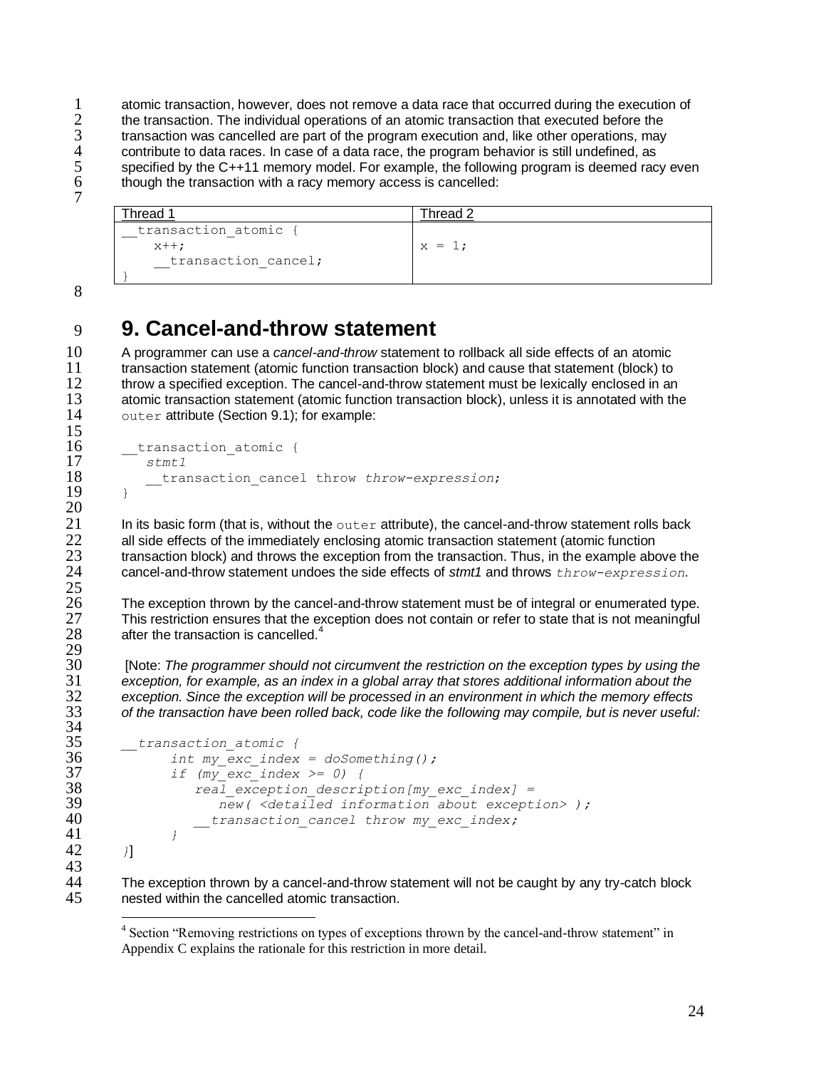atomic transaction, however, does not remove a data race that occurred during the execution of the transaction. The individual operations of an atomic transaction that executed before the transaction was cancelled are part of the program execution and, like other operations, may contribute to data races. In case of a data race, the program behavior is still undefined, as specified by the C++11 memory model. For example, the following program is deemed racy even though the transaction with a racy memory access is cancelled:

| Thread 1 | Thread 2 |
|---|---|
| `__transaction_atomic {`<br>`    x++;`<br>`    __transaction_cancel;`<br>`}` | `x = 1;` |

# 9. Cancel-and-throw statement

A programmer can use a *cancel-and-throw* statement to rollback all side effects of an atomic transaction statement (atomic function transaction block) and cause that statement (block) to throw a specified exception. The cancel-and-throw statement must be lexically enclosed in an atomic transaction statement (atomic function transaction block), unless it is annotated with the `outer` attribute (Section 9.1); for example:

```
__transaction_atomic {
   stmt1
   __transaction_cancel throw throw-expression;
}
```

In its basic form (that is, without the `outer` attribute), the cancel-and-throw statement rolls back all side effects of the immediately enclosing atomic transaction statement (atomic function transaction block) and throws the exception from the transaction. Thus, in the example above the cancel-and-throw statement undoes the side effects of *stmt1* and throws *`throw-expression`*.

The exception thrown by the cancel-and-throw statement must be of integral or enumerated type. This restriction ensures that the exception does not contain or refer to state that is not meaningful after the transaction is cancelled.[4]

[Note: *The programmer should not circumvent the restriction on the exception types by using the exception, for example, as an index in a global array that stores additional information about the exception. Since the exception will be processed in an environment in which the memory effects of the transaction have been rolled back, code like the following may compile, but is never useful:*

```
__transaction_atomic {
      int my_exc_index = doSomething();
      if (my_exc_index >= 0) {
         real_exception_description[my_exc_index] =
            new( <detailed information about exception> );
         __transaction_cancel throw my_exc_index;
      }
}
```
]

The exception thrown by a cancel-and-throw statement will not be caught by any try-catch block nested within the cancelled atomic transaction.

[4] Section "Removing restrictions on types of exceptions thrown by the cancel-and-throw statement" in Appendix C explains the rationale for this restriction in more detail.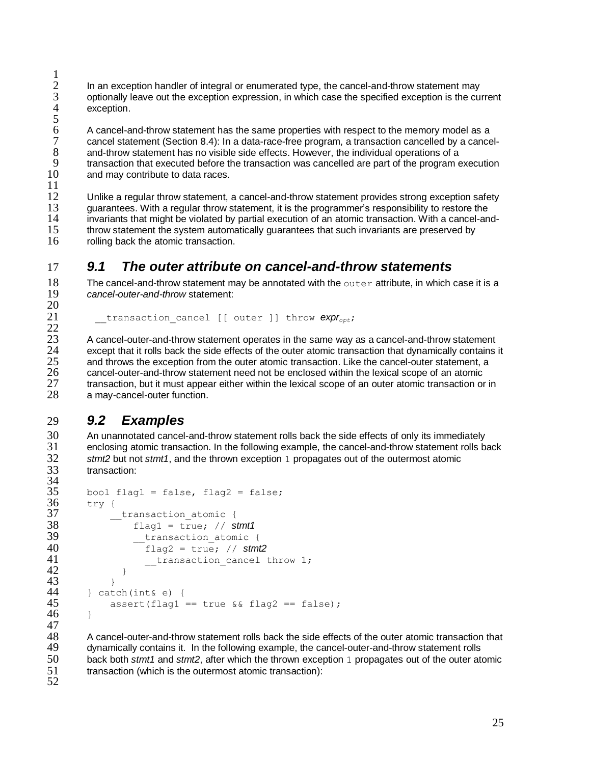In an exception handler of integral or enumerated type, the cancel-and-throw statement may optionally leave out the exception expression, in which case the specified exception is the current exception.

A cancel-and-throw statement has the same properties with respect to the memory model as a cancel statement (Section 8.4): In a data-race-free program, a transaction cancelled by a cancel-and-throw statement has no visible side effects. However, the individual operations of a transaction that executed before the transaction was cancelled are part of the program execution and may contribute to data races.

Unlike a regular throw statement, a cancel-and-throw statement provides strong exception safety guarantees. With a regular throw statement, it is the programmer's responsibility to restore the invariants that might be violated by partial execution of an atomic transaction. With a cancel-and-throw statement the system automatically guarantees that such invariants are preserved by rolling back the atomic transaction.

## 9.1 The outer attribute on cancel-and-throw statements

The cancel-and-throw statement may be annotated with the `outer` attribute, in which case it is a *cancel-outer-and-throw* statement:

```
__transaction_cancel [[ outer ]] throw expr_opt;
```

A cancel-outer-and-throw statement operates in the same way as a cancel-and-throw statement except that it rolls back the side effects of the outer atomic transaction that dynamically contains it and throws the exception from the outer atomic transaction. Like the cancel-outer statement, a cancel-outer-and-throw statement need not be enclosed within the lexical scope of an atomic transaction, but it must appear either within the lexical scope of an outer atomic transaction or in a may-cancel-outer function.

## 9.2 Examples

An unannotated cancel-and-throw statement rolls back the side effects of only its immediately enclosing atomic transaction. In the following example, the cancel-and-throw statement rolls back *stmt2* but not *stmt1*, and the thrown exception `1` propagates out of the outermost atomic transaction:

```
bool flag1 = false, flag2 = false;
try {
    __transaction_atomic {
        flag1 = true; // stmt1
        __transaction_atomic {
          flag2 = true; // stmt2
          __transaction_cancel throw 1;
        }
    }
} catch(int& e) {
    assert(flag1 == true && flag2 == false);
}
```

A cancel-outer-and-throw statement rolls back the side effects of the outer atomic transaction that dynamically contains it. In the following example, the cancel-outer-and-throw statement rolls back both *stmt1* and *stmt2*, after which the thrown exception `1` propagates out of the outer atomic transaction (which is the outermost atomic transaction):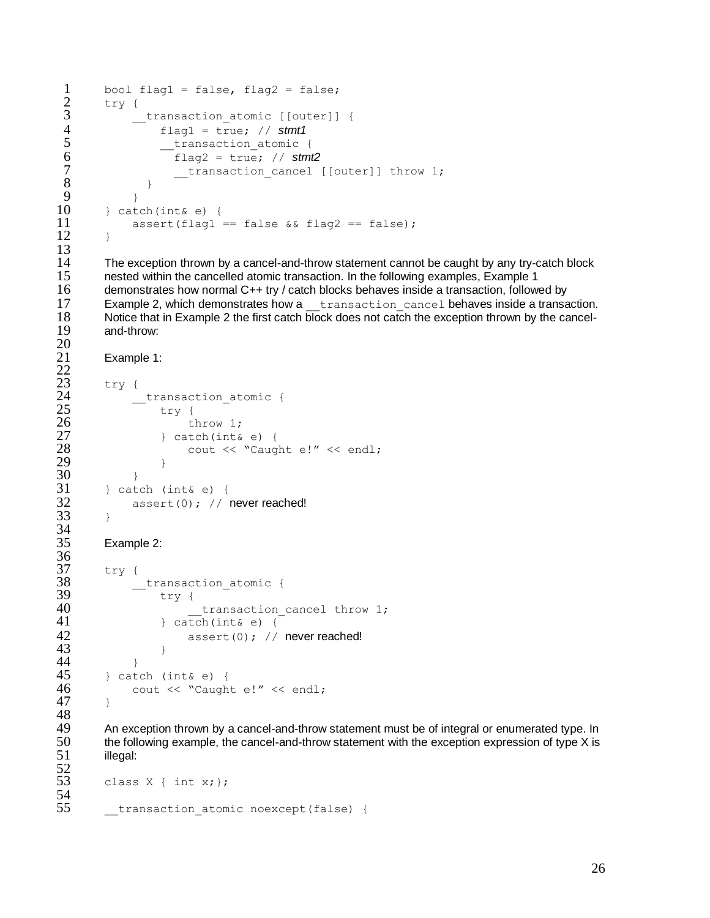```
bool flag1 = false, flag2 = false;
try {
    __transaction_atomic [[outer]] {
        flag1 = true; // stmt1
        __transaction_atomic {
          flag2 = true; // stmt2
          __transaction_cancel [[outer]] throw 1;
      }
    }
} catch(int& e) {
    assert(flag1 == false && flag2 == false);
}
```

The exception thrown by a cancel-and-throw statement cannot be caught by any try-catch block nested within the cancelled atomic transaction. In the following examples, Example 1 demonstrates how normal C++ try / catch blocks behaves inside a transaction, followed by Example 2, which demonstrates how a `__transaction_cancel` behaves inside a transaction. Notice that in Example 2 the first catch block does not catch the exception thrown by the cancel-and-throw:

Example 1:

```
try {
    __transaction_atomic {
        try {
            throw 1;
        } catch(int& e) {
            cout << "Caught e!" << endl;
        }
    }
} catch (int& e) {
    assert(0); // never reached!
}
```

Example 2:

```
try {
    __transaction_atomic {
        try {
            __transaction_cancel throw 1;
        } catch(int& e) {
            assert(0); // never reached!
        }
    }
} catch (int& e) {
    cout << "Caught e!" << endl;
}
```

An exception thrown by a cancel-and-throw statement must be of integral or enumerated type. In the following example, the cancel-and-throw statement with the exception expression of type X is illegal:

```
class X { int x;};

__transaction_atomic noexcept(false) {
```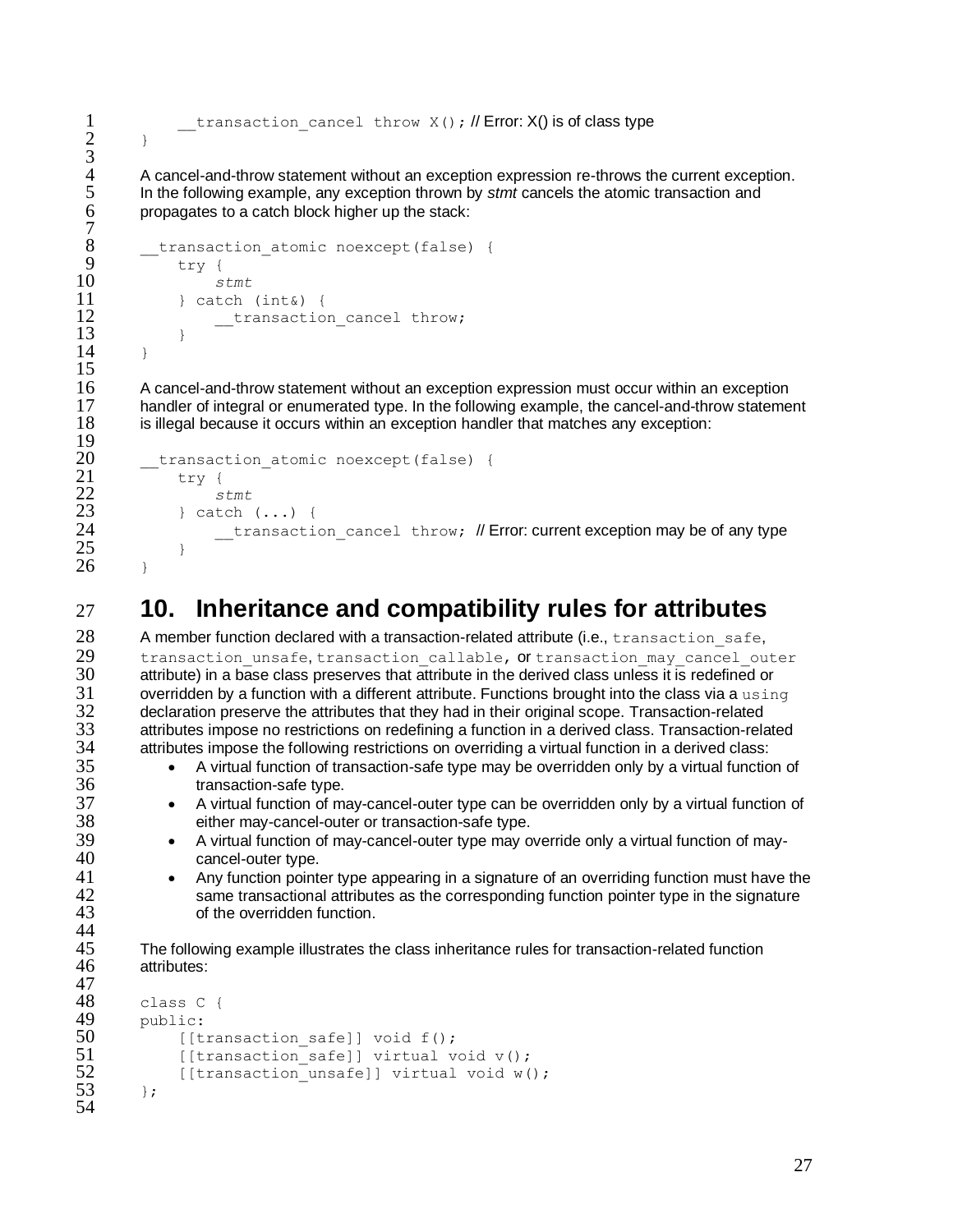```
    __transaction_cancel throw X(); // Error: X() is of class type
}
```

A cancel-and-throw statement without an exception expression re-throws the current exception. In the following example, any exception thrown by *stmt* cancels the atomic transaction and propagates to a catch block higher up the stack:

```
__transaction_atomic noexcept(false) {
    try {
        stmt
    } catch (int&) {
        __transaction_cancel throw;
    }
}
```

A cancel-and-throw statement without an exception expression must occur within an exception handler of integral or enumerated type. In the following example, the cancel-and-throw statement is illegal because it occurs within an exception handler that matches any exception:

```
__transaction_atomic noexcept(false) {
    try {
        stmt
    } catch (...) {
        __transaction_cancel throw;  // Error: current exception may be of any type
    }
}
```

# 10. Inheritance and compatibility rules for attributes

A member function declared with a transaction-related attribute (i.e., `transaction_safe`, `transaction_unsafe`, `transaction_callable`, or `transaction_may_cancel_outer` attribute) in a base class preserves that attribute in the derived class unless it is redefined or overridden by a function with a different attribute. Functions brought into the class via a `using` declaration preserve the attributes that they had in their original scope. Transaction-related attributes impose no restrictions on redefining a function in a derived class. Transaction-related attributes impose the following restrictions on overriding a virtual function in a derived class:

- A virtual function of transaction-safe type may be overridden only by a virtual function of transaction-safe type.
- A virtual function of may-cancel-outer type can be overridden only by a virtual function of either may-cancel-outer or transaction-safe type.
- A virtual function of may-cancel-outer type may override only a virtual function of may-cancel-outer type.
- Any function pointer type appearing in a signature of an overriding function must have the same transactional attributes as the corresponding function pointer type in the signature of the overridden function.

The following example illustrates the class inheritance rules for transaction-related function attributes:

```
class C {
public:
    [[transaction_safe]] void f();
    [[transaction_safe]] virtual void v();
    [[transaction_unsafe]] virtual void w();
};
```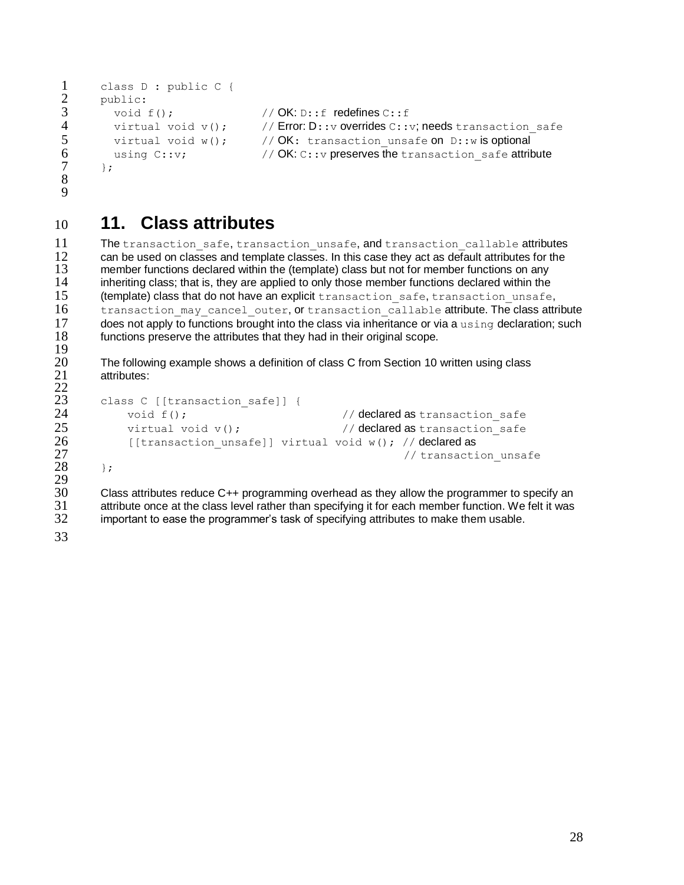```
class D : public C {
public:
  void f();               // OK: D::f redefines C::f
  virtual void v();       // Error: D::v overrides C::v; needs transaction_safe
  virtual void w();       // OK: transaction_unsafe on D::w is optional
  using C::v;             // OK: C::v preserves the transaction_safe attribute
};
```

# 11. Class attributes

The `transaction_safe`, `transaction_unsafe`, and `transaction_callable` attributes can be used on classes and template classes. In this case they act as default attributes for the member functions declared within the (template) class but not for member functions on any inheriting class; that is, they are applied to only those member functions declared within the (template) class that do not have an explicit `transaction_safe`, `transaction_unsafe`, `transaction_may_cancel_outer`, or `transaction_callable` attribute. The class attribute does not apply to functions brought into the class via inheritance or via a `using` declaration; such functions preserve the attributes that they had in their original scope.

The following example shows a definition of class C from Section 10 written using class attributes:

```
class C [[transaction_safe]] {
    void f();                         // declared as transaction_safe
    virtual void v();                 // declared as transaction_safe
    [[transaction_unsafe]] virtual void w(); // declared as
                                             // transaction_unsafe
};
```

Class attributes reduce C++ programming overhead as they allow the programmer to specify an attribute once at the class level rather than specifying it for each member function. We felt it was important to ease the programmer's task of specifying attributes to make them usable.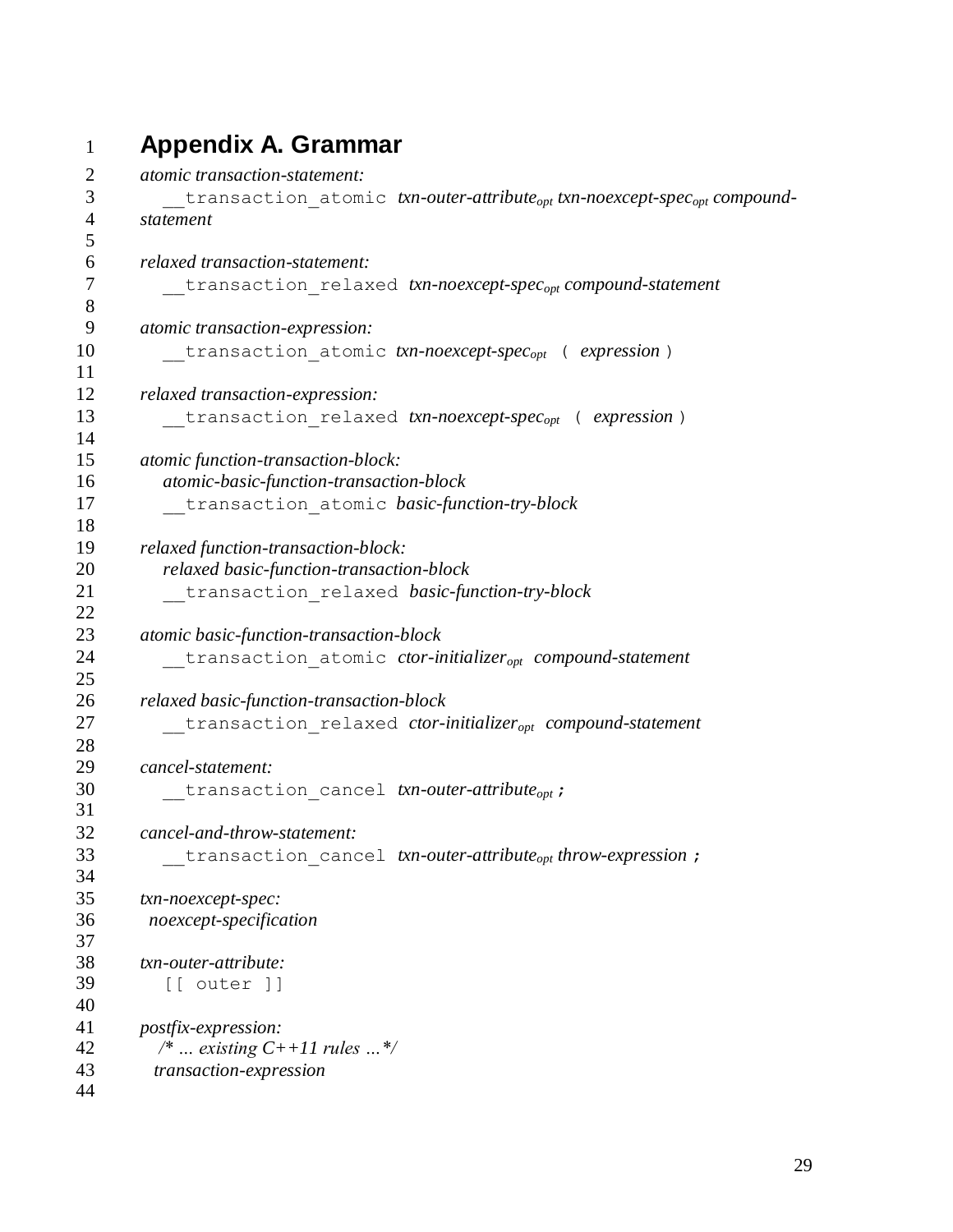# Appendix A. Grammar

*atomic transaction-statement:*
  `__transaction_atomic` *txn-outer-attribute$_{opt}$ txn-noexcept-spec$_{opt}$ compound-statement*

*relaxed transaction-statement:*
  `__transaction_relaxed` *txn-noexcept-spec$_{opt}$ compound-statement*

*atomic transaction-expression:*
  `__transaction_atomic` *txn-noexcept-spec$_{opt}$* `(` *expression* `)`

*relaxed transaction-expression:*
  `__transaction_relaxed` *txn-noexcept-spec$_{opt}$* `(` *expression* `)`

*atomic function-transaction-block:*
  *atomic-basic-function-transaction-block*
  `__transaction_atomic` *basic-function-try-block*

*relaxed function-transaction-block:*
  *relaxed basic-function-transaction-block*
  `__transaction_relaxed` *basic-function-try-block*

*atomic basic-function-transaction-block*
  `__transaction_atomic` *ctor-initializer$_{opt}$ compound-statement*

*relaxed basic-function-transaction-block*
  `__transaction_relaxed` *ctor-initializer$_{opt}$ compound-statement*

*cancel-statement:*
  `__transaction_cancel` *txn-outer-attribute$_{opt}$* `;`

*cancel-and-throw-statement:*
  `__transaction_cancel` *txn-outer-attribute$_{opt}$ throw-expression* `;`

*txn-noexcept-spec:*
  *noexcept-specification*

*txn-outer-attribute:*
  `[[ outer ]]`

*postfix-expression:*
  */\* … existing C++11 rules …\*/*
  *transaction-expression*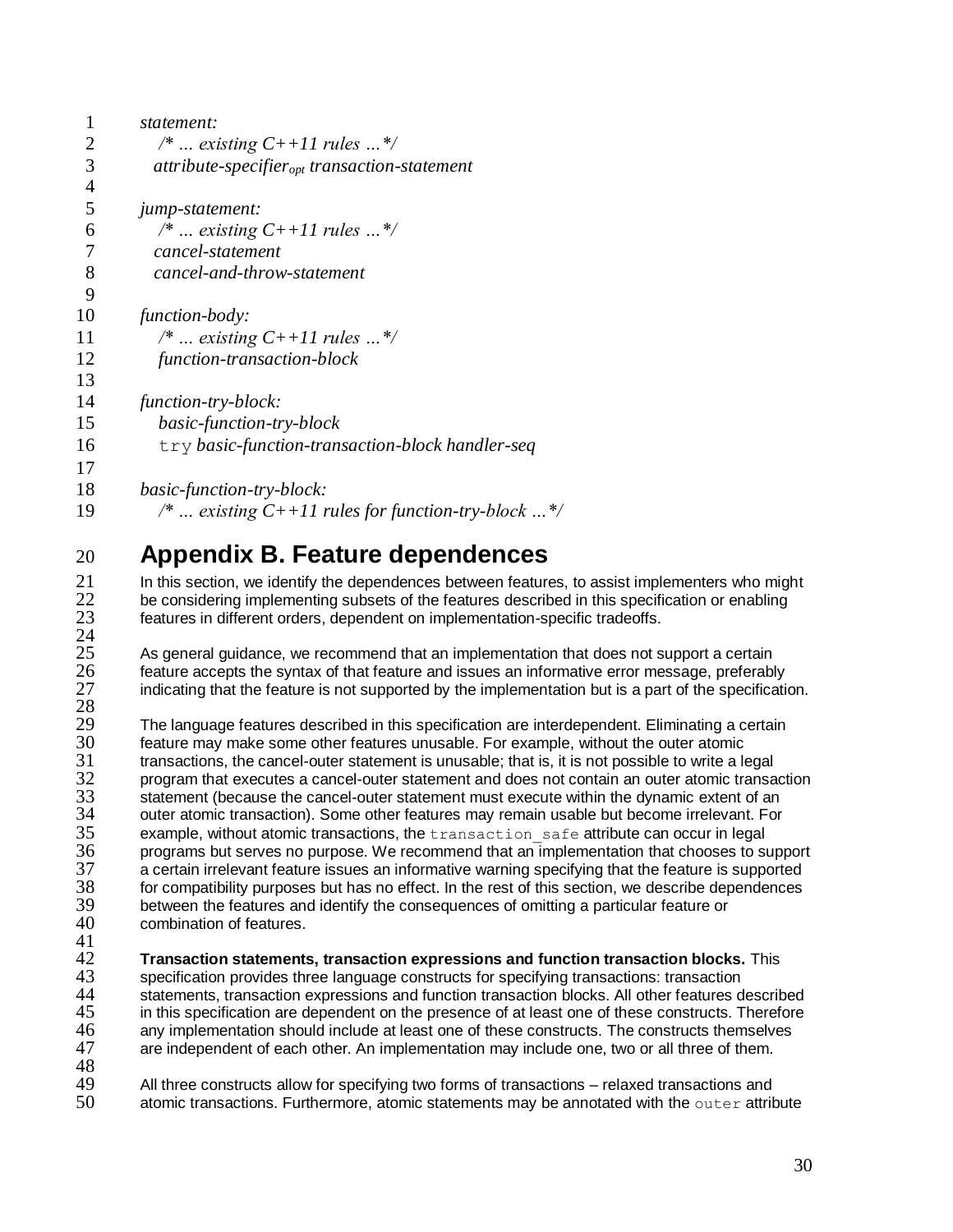*statement:*
  */\* … existing C++11 rules …\*/*
  *attribute-specifier$_{opt}$ transaction-statement*

*jump-statement:*
  */\* … existing C++11 rules …\*/*
  *cancel-statement*
  *cancel-and-throw-statement*

*function-body:*
  */\* … existing C++11 rules …\*/*
  *function-transaction-block*

*function-try-block:*
  *basic-function-try-block*
  `try` *basic-function-transaction-block handler-seq*

*basic-function-try-block:*
  */\* … existing C++11 rules for function-try-block …\*/*

# Appendix B. Feature dependences

In this section, we identify the dependences between features, to assist implementers who might be considering implementing subsets of the features described in this specification or enabling features in different orders, dependent on implementation-specific tradeoffs.

As general guidance, we recommend that an implementation that does not support a certain feature accepts the syntax of that feature and issues an informative error message, preferably indicating that the feature is not supported by the implementation but is a part of the specification.

The language features described in this specification are interdependent. Eliminating a certain feature may make some other features unusable. For example, without the outer atomic transactions, the cancel-outer statement is unusable; that is, it is not possible to write a legal program that executes a cancel-outer statement and does not contain an outer atomic transaction statement (because the cancel-outer statement must execute within the dynamic extent of an outer atomic transaction). Some other features may remain usable but become irrelevant. For example, without atomic transactions, the `transaction_safe` attribute can occur in legal programs but serves no purpose. We recommend that an implementation that chooses to support a certain irrelevant feature issues an informative warning specifying that the feature is supported for compatibility purposes but has no effect. In the rest of this section, we describe dependences between the features and identify the consequences of omitting a particular feature or combination of features.

**Transaction statements, transaction expressions and function transaction blocks.** This specification provides three language constructs for specifying transactions: transaction statements, transaction expressions and function transaction blocks. All other features described in this specification are dependent on the presence of at least one of these constructs. Therefore any implementation should include at least one of these constructs. The constructs themselves are independent of each other. An implementation may include one, two or all three of them.

All three constructs allow for specifying two forms of transactions – relaxed transactions and atomic transactions. Furthermore, atomic statements may be annotated with the `outer` attribute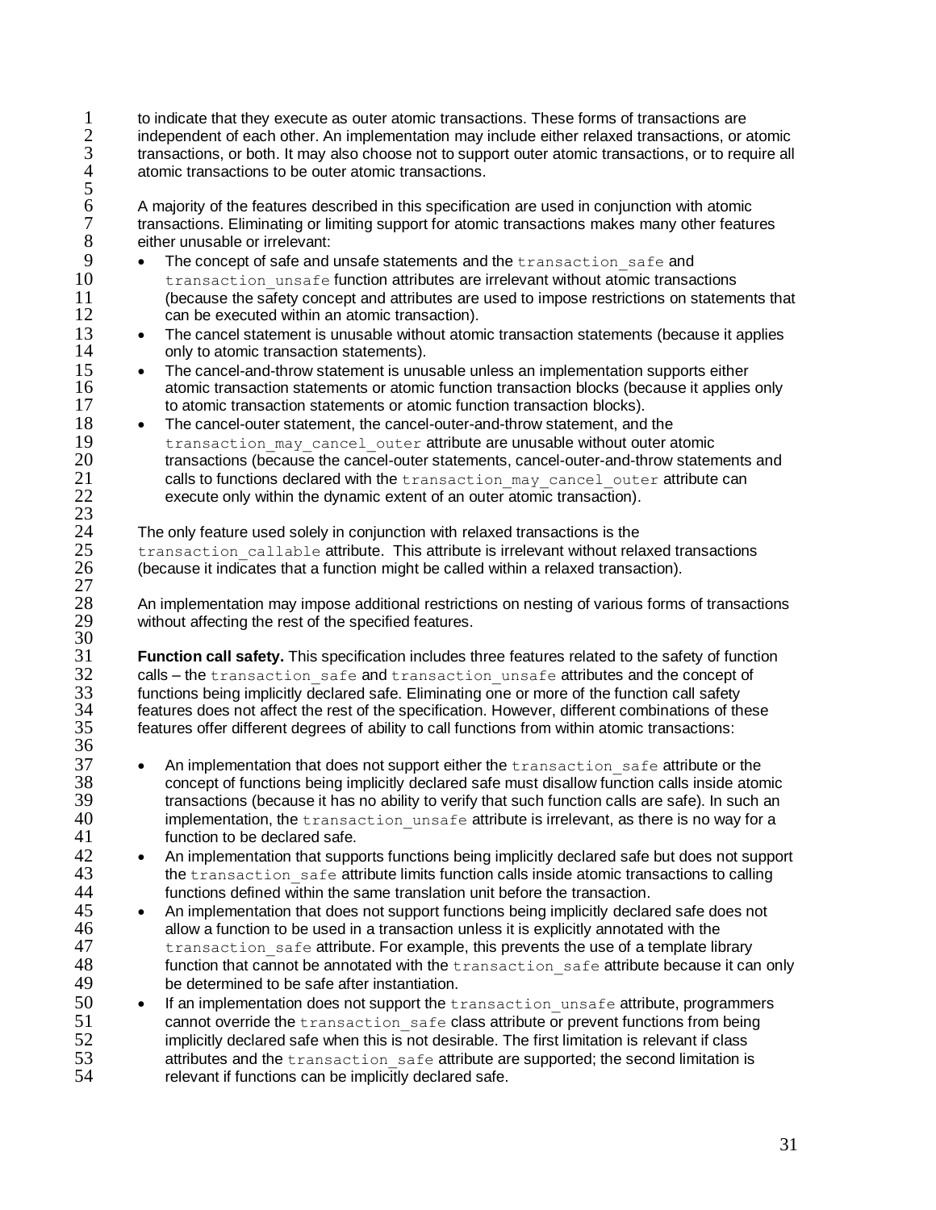to indicate that they execute as outer atomic transactions. These forms of transactions are independent of each other. An implementation may include either relaxed transactions, or atomic transactions, or both. It may also choose not to support outer atomic transactions, or to require all atomic transactions to be outer atomic transactions.

A majority of the features described in this specification are used in conjunction with atomic transactions. Eliminating or limiting support for atomic transactions makes many other features either unusable or irrelevant:

- The concept of safe and unsafe statements and the `transaction_safe` and `transaction_unsafe` function attributes are irrelevant without atomic transactions (because the safety concept and attributes are used to impose restrictions on statements that can be executed within an atomic transaction).
- The cancel statement is unusable without atomic transaction statements (because it applies only to atomic transaction statements).
- The cancel-and-throw statement is unusable unless an implementation supports either atomic transaction statements or atomic function transaction blocks (because it applies only to atomic transaction statements or atomic function transaction blocks).
- The cancel-outer statement, the cancel-outer-and-throw statement, and the `transaction_may_cancel_outer` attribute are unusable without outer atomic transactions (because the cancel-outer statements, cancel-outer-and-throw statements and calls to functions declared with the `transaction_may_cancel_outer` attribute can execute only within the dynamic extent of an outer atomic transaction).

The only feature used solely in conjunction with relaxed transactions is the `transaction_callable` attribute. This attribute is irrelevant without relaxed transactions (because it indicates that a function might be called within a relaxed transaction).

An implementation may impose additional restrictions on nesting of various forms of transactions without affecting the rest of the specified features.

**Function call safety.** This specification includes three features related to the safety of function calls – the `transaction_safe` and `transaction_unsafe` attributes and the concept of functions being implicitly declared safe. Eliminating one or more of the function call safety features does not affect the rest of the specification. However, different combinations of these features offer different degrees of ability to call functions from within atomic transactions:

- An implementation that does not support either the `transaction_safe` attribute or the concept of functions being implicitly declared safe must disallow function calls inside atomic transactions (because it has no ability to verify that such function calls are safe). In such an implementation, the `transaction_unsafe` attribute is irrelevant, as there is no way for a function to be declared safe.
- An implementation that supports functions being implicitly declared safe but does not support the `transaction_safe` attribute limits function calls inside atomic transactions to calling functions defined within the same translation unit before the transaction.
- An implementation that does not support functions being implicitly declared safe does not allow a function to be used in a transaction unless it is explicitly annotated with the `transaction_safe` attribute. For example, this prevents the use of a template library function that cannot be annotated with the `transaction_safe` attribute because it can only be determined to be safe after instantiation.
- If an implementation does not support the `transaction_unsafe` attribute, programmers cannot override the `transaction_safe` class attribute or prevent functions from being implicitly declared safe when this is not desirable. The first limitation is relevant if class attributes and the `transaction_safe` attribute are supported; the second limitation is relevant if functions can be implicitly declared safe.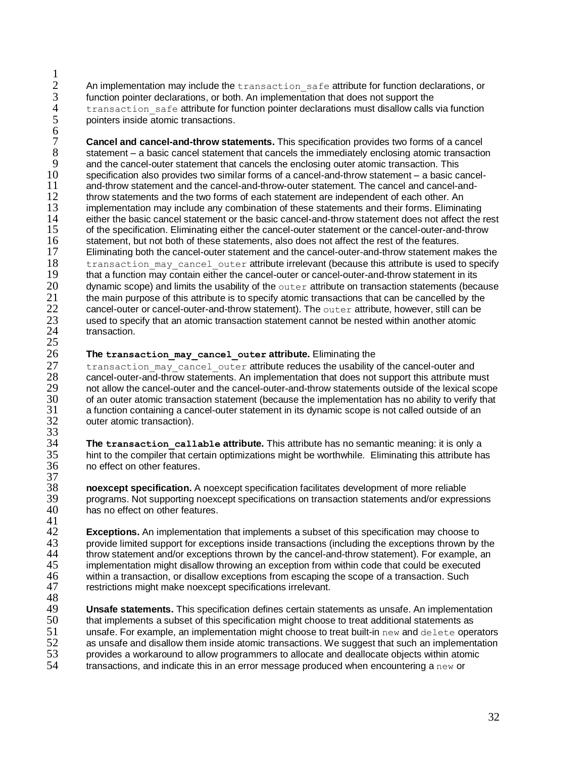An implementation may include the `transaction_safe` attribute for function declarations, or function pointer declarations, or both. An implementation that does not support the `transaction_safe` attribute for function pointer declarations must disallow calls via function pointers inside atomic transactions.

**Cancel and cancel-and-throw statements.** This specification provides two forms of a cancel statement – a basic cancel statement that cancels the immediately enclosing atomic transaction and the cancel-outer statement that cancels the enclosing outer atomic transaction. This specification also provides two similar forms of a cancel-and-throw statement – a basic cancel-and-throw statement and the cancel-and-throw-outer statement. The cancel and cancel-and-throw statements and the two forms of each statement are independent of each other. An implementation may include any combination of these statements and their forms. Eliminating either the basic cancel statement or the basic cancel-and-throw statement does not affect the rest of the specification. Eliminating either the cancel-outer statement or the cancel-outer-and-throw statement, but not both of these statements, also does not affect the rest of the features. Eliminating both the cancel-outer statement and the cancel-outer-and-throw statement makes the `transaction_may_cancel_outer` attribute irrelevant (because this attribute is used to specify that a function may contain either the cancel-outer or cancel-outer-and-throw statement in its dynamic scope) and limits the usability of the `outer` attribute on transaction statements (because the main purpose of this attribute is to specify atomic transactions that can be cancelled by the cancel-outer or cancel-outer-and-throw statement). The `outer` attribute, however, still can be used to specify that an atomic transaction statement cannot be nested within another atomic transaction.

**The `transaction_may_cancel_outer` attribute.** Eliminating the `transaction_may_cancel_outer` attribute reduces the usability of the cancel-outer and cancel-outer-and-throw statements. An implementation that does not support this attribute must not allow the cancel-outer and the cancel-outer-and-throw statements outside of the lexical scope of an outer atomic transaction statement (because the implementation has no ability to verify that a function containing a cancel-outer statement in its dynamic scope is not called outside of an outer atomic transaction).

**The `transaction_callable` attribute.** This attribute has no semantic meaning: it is only a hint to the compiler that certain optimizations might be worthwhile. Eliminating this attribute has no effect on other features.

**noexcept specification.** A noexcept specification facilitates development of more reliable programs. Not supporting noexcept specifications on transaction statements and/or expressions has no effect on other features.

**Exceptions.** An implementation that implements a subset of this specification may choose to provide limited support for exceptions inside transactions (including the exceptions thrown by the throw statement and/or exceptions thrown by the cancel-and-throw statement). For example, an implementation might disallow throwing an exception from within code that could be executed within a transaction, or disallow exceptions from escaping the scope of a transaction. Such restrictions might make noexcept specifications irrelevant.

**Unsafe statements.** This specification defines certain statements as unsafe. An implementation that implements a subset of this specification might choose to treat additional statements as unsafe. For example, an implementation might choose to treat built-in `new` and `delete` operators as unsafe and disallow them inside atomic transactions. We suggest that such an implementation provides a workaround to allow programmers to allocate and deallocate objects within atomic transactions, and indicate this in an error message produced when encountering a `new` or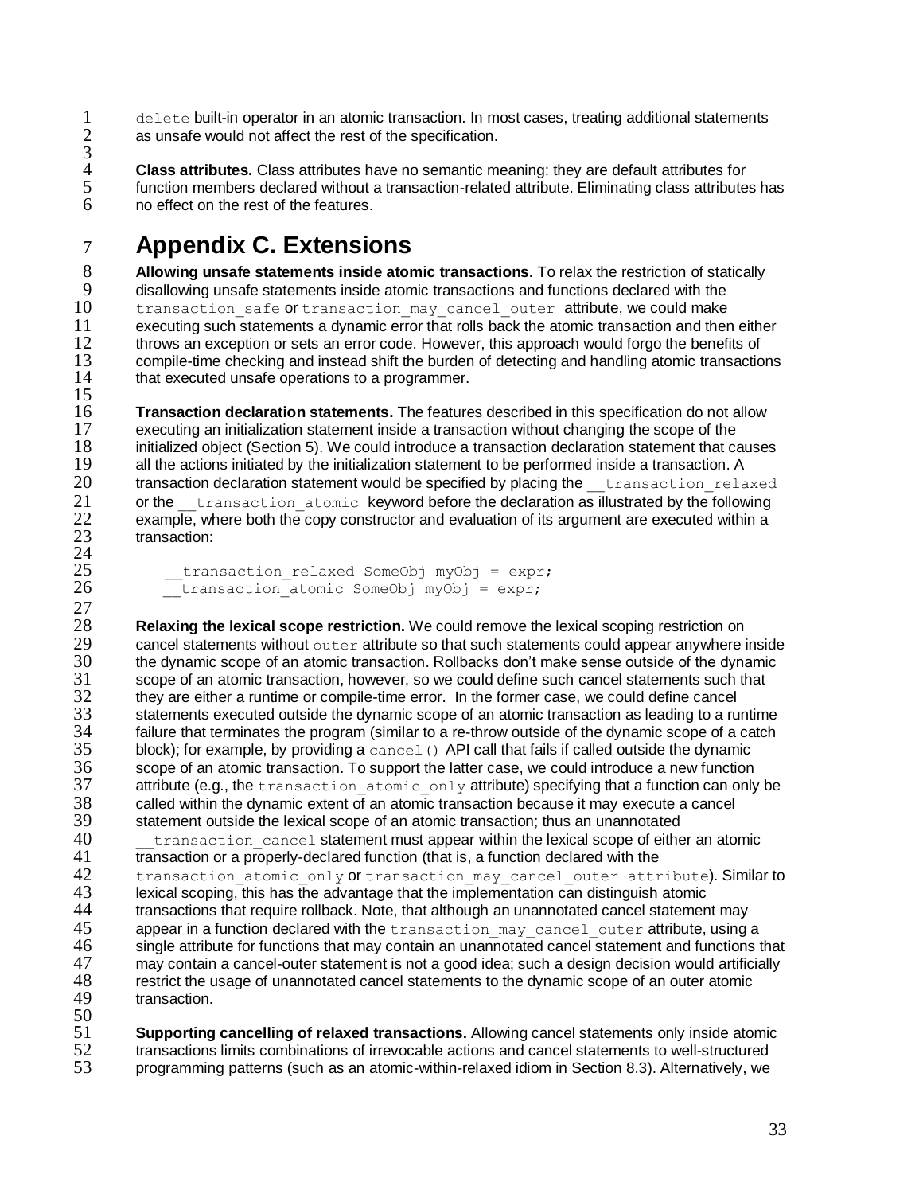`delete` built-in operator in an atomic transaction. In most cases, treating additional statements as unsafe would not affect the rest of the specification.

**Class attributes.** Class attributes have no semantic meaning: they are default attributes for function members declared without a transaction-related attribute. Eliminating class attributes has no effect on the rest of the features.

# Appendix C. Extensions

**Allowing unsafe statements inside atomic transactions.** To relax the restriction of statically disallowing unsafe statements inside atomic transactions and functions declared with the `transaction_safe` or `transaction_may_cancel_outer` attribute, we could make executing such statements a dynamic error that rolls back the atomic transaction and then either throws an exception or sets an error code. However, this approach would forgo the benefits of compile-time checking and instead shift the burden of detecting and handling atomic transactions that executed unsafe operations to a programmer.

**Transaction declaration statements.** The features described in this specification do not allow executing an initialization statement inside a transaction without changing the scope of the initialized object (Section 5). We could introduce a transaction declaration statement that causes all the actions initiated by the initialization statement to be performed inside a transaction. A transaction declaration statement would be specified by placing the `__transaction_relaxed` or the `__transaction_atomic` keyword before the declaration as illustrated by the following example, where both the copy constructor and evaluation of its argument are executed within a transaction:

```
__transaction_relaxed SomeObj myObj = expr;
__transaction_atomic SomeObj myObj = expr;
```

**Relaxing the lexical scope restriction.** We could remove the lexical scoping restriction on cancel statements without `outer` attribute so that such statements could appear anywhere inside the dynamic scope of an atomic transaction. Rollbacks don't make sense outside of the dynamic scope of an atomic transaction, however, so we could define such cancel statements such that they are either a runtime or compile-time error. In the former case, we could define cancel statements executed outside the dynamic scope of an atomic transaction as leading to a runtime failure that terminates the program (similar to a re-throw outside of the dynamic scope of a catch block); for example, by providing a `cancel()` API call that fails if called outside the dynamic scope of an atomic transaction. To support the latter case, we could introduce a new function attribute (e.g., the `transaction_atomic_only` attribute) specifying that a function can only be called within the dynamic extent of an atomic transaction because it may execute a cancel statement outside the lexical scope of an atomic transaction; thus an unannotated `__transaction_cancel` statement must appear within the lexical scope of either an atomic transaction or a properly-declared function (that is, a function declared with the `transaction_atomic_only` or `transaction_may_cancel_outer attribute`). Similar to lexical scoping, this has the advantage that the implementation can distinguish atomic transactions that require rollback. Note, that although an unannotated cancel statement may appear in a function declared with the `transaction_may_cancel_outer` attribute, using a single attribute for functions that may contain an unannotated cancel statement and functions that may contain a cancel-outer statement is not a good idea; such a design decision would artificially restrict the usage of unannotated cancel statements to the dynamic scope of an outer atomic transaction.

**Supporting cancelling of relaxed transactions.** Allowing cancel statements only inside atomic transactions limits combinations of irrevocable actions and cancel statements to well-structured programming patterns (such as an atomic-within-relaxed idiom in Section 8.3). Alternatively, we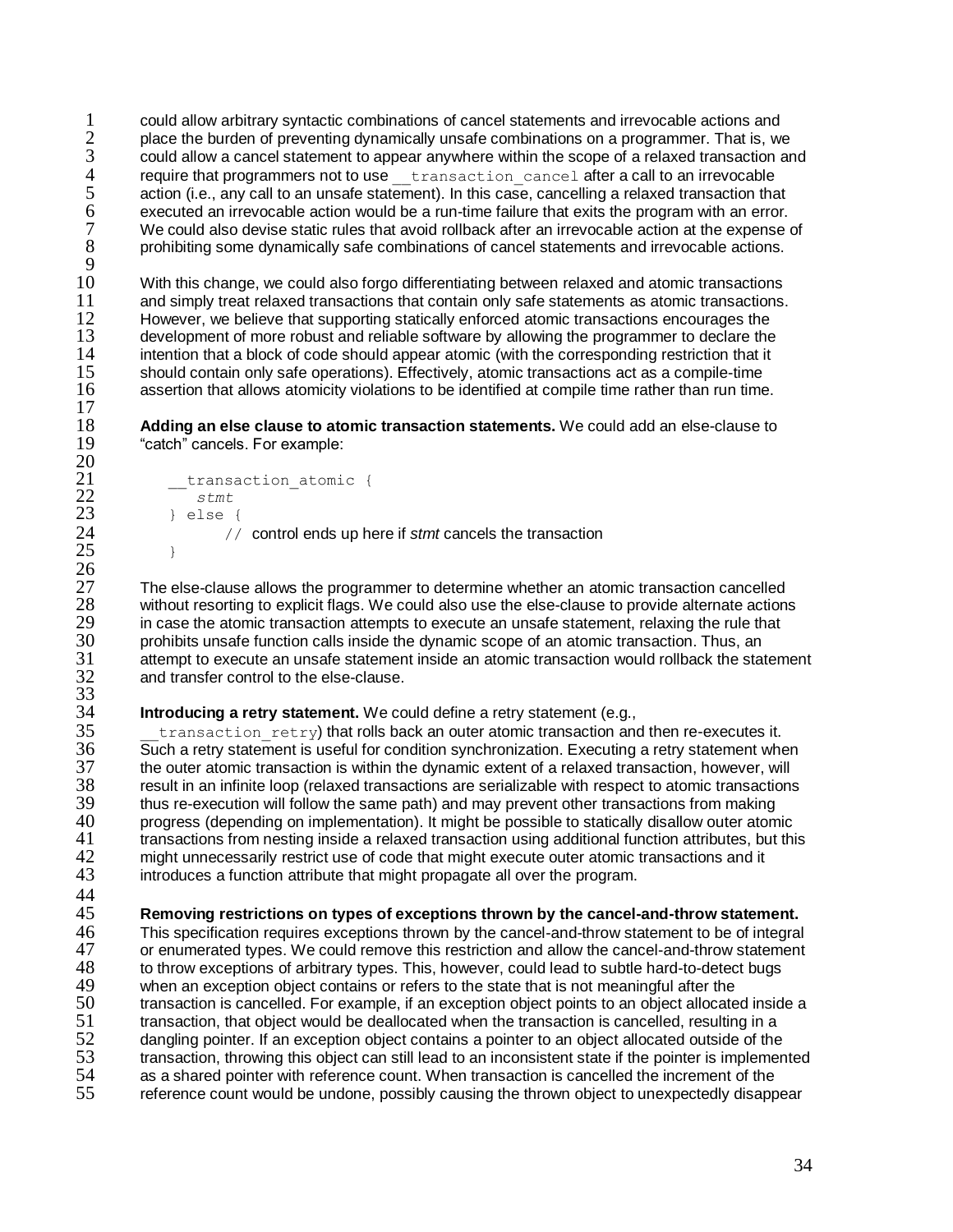could allow arbitrary syntactic combinations of cancel statements and irrevocable actions and place the burden of preventing dynamically unsafe combinations on a programmer. That is, we could allow a cancel statement to appear anywhere within the scope of a relaxed transaction and require that programmers not to use `__transaction_cancel` after a call to an irrevocable action (i.e., any call to an unsafe statement). In this case, cancelling a relaxed transaction that executed an irrevocable action would be a run-time failure that exits the program with an error. We could also devise static rules that avoid rollback after an irrevocable action at the expense of prohibiting some dynamically safe combinations of cancel statements and irrevocable actions.

With this change, we could also forgo differentiating between relaxed and atomic transactions and simply treat relaxed transactions that contain only safe statements as atomic transactions. However, we believe that supporting statically enforced atomic transactions encourages the development of more robust and reliable software by allowing the programmer to declare the intention that a block of code should appear atomic (with the corresponding restriction that it should contain only safe operations). Effectively, atomic transactions act as a compile-time assertion that allows atomicity violations to be identified at compile time rather than run time.

**Adding an else clause to atomic transaction statements.** We could add an else-clause to "catch" cancels. For example:

```
__transaction_atomic {
    stmt
} else {
      // control ends up here if stmt cancels the transaction
}
```

The else-clause allows the programmer to determine whether an atomic transaction cancelled without resorting to explicit flags. We could also use the else-clause to provide alternate actions in case the atomic transaction attempts to execute an unsafe statement, relaxing the rule that prohibits unsafe function calls inside the dynamic scope of an atomic transaction. Thus, an attempt to execute an unsafe statement inside an atomic transaction would rollback the statement and transfer control to the else-clause.

**Introducing a retry statement.** We could define a retry statement (e.g., `__transaction_retry`) that rolls back an outer atomic transaction and then re-executes it. Such a retry statement is useful for condition synchronization. Executing a retry statement when the outer atomic transaction is within the dynamic extent of a relaxed transaction, however, will result in an infinite loop (relaxed transactions are serializable with respect to atomic transactions thus re-execution will follow the same path) and may prevent other transactions from making progress (depending on implementation). It might be possible to statically disallow outer atomic transactions from nesting inside a relaxed transaction using additional function attributes, but this might unnecessarily restrict use of code that might execute outer atomic transactions and it introduces a function attribute that might propagate all over the program.

**Removing restrictions on types of exceptions thrown by the cancel-and-throw statement.** This specification requires exceptions thrown by the cancel-and-throw statement to be of integral or enumerated types. We could remove this restriction and allow the cancel-and-throw statement to throw exceptions of arbitrary types. This, however, could lead to subtle hard-to-detect bugs when an exception object contains or refers to the state that is not meaningful after the transaction is cancelled. For example, if an exception object points to an object allocated inside a transaction, that object would be deallocated when the transaction is cancelled, resulting in a dangling pointer. If an exception object contains a pointer to an object allocated outside of the transaction, throwing this object can still lead to an inconsistent state if the pointer is implemented as a shared pointer with reference count. When transaction is cancelled the increment of the reference count would be undone, possibly causing the thrown object to unexpectedly disappear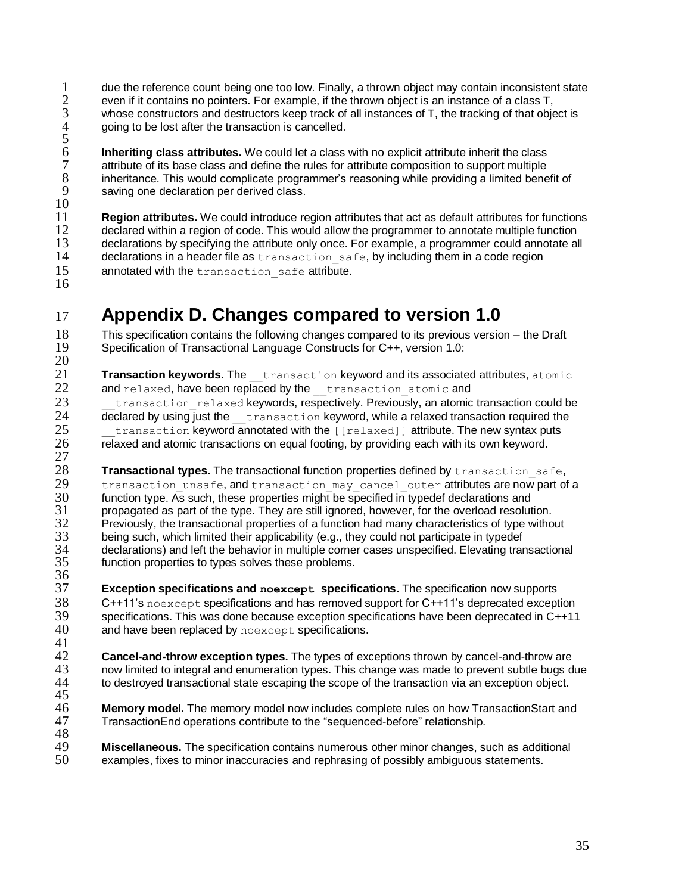due the reference count being one too low. Finally, a thrown object may contain inconsistent state even if it contains no pointers. For example, if the thrown object is an instance of a class T, whose constructors and destructors keep track of all instances of T, the tracking of that object is going to be lost after the transaction is cancelled.

**Inheriting class attributes.** We could let a class with no explicit attribute inherit the class attribute of its base class and define the rules for attribute composition to support multiple inheritance. This would complicate programmer's reasoning while providing a limited benefit of saving one declaration per derived class.

**Region attributes.** We could introduce region attributes that act as default attributes for functions declared within a region of code. This would allow the programmer to annotate multiple function declarations by specifying the attribute only once. For example, a programmer could annotate all declarations in a header file as `transaction_safe`, by including them in a code region annotated with the `transaction_safe` attribute.

# Appendix D. Changes compared to version 1.0

This specification contains the following changes compared to its previous version – the Draft Specification of Transactional Language Constructs for C++, version 1.0:

**Transaction keywords.** The `__transaction` keyword and its associated attributes, `atomic` and `relaxed`, have been replaced by the `__transaction_atomic` and `__transaction_relaxed` keywords, respectively. Previously, an atomic transaction could be declared by using just the `__transaction` keyword, while a relaxed transaction required the `__transaction` keyword annotated with the `[[relaxed]]` attribute. The new syntax puts relaxed and atomic transactions on equal footing, by providing each with its own keyword.

**Transactional types.** The transactional function properties defined by `transaction_safe`, `transaction_unsafe`, and `transaction_may_cancel_outer` attributes are now part of a function type. As such, these properties might be specified in typedef declarations and propagated as part of the type. They are still ignored, however, for the overload resolution. Previously, the transactional properties of a function had many characteristics of type without being such, which limited their applicability (e.g., they could not participate in typedef declarations) and left the behavior in multiple corner cases unspecified. Elevating transactional function properties to types solves these problems.

**Exception specifications and `noexcept` specifications.** The specification now supports C++11's `noexcept` specifications and has removed support for C++11's deprecated exception specifications. This was done because exception specifications have been deprecated in C++11 and have been replaced by `noexcept` specifications.

**Cancel-and-throw exception types.** The types of exceptions thrown by cancel-and-throw are now limited to integral and enumeration types. This change was made to prevent subtle bugs due to destroyed transactional state escaping the scope of the transaction via an exception object.

**Memory model.** The memory model now includes complete rules on how TransactionStart and TransactionEnd operations contribute to the "sequenced-before" relationship.

**Miscellaneous.** The specification contains numerous other minor changes, such as additional examples, fixes to minor inaccuracies and rephrasing of possibly ambiguous statements.